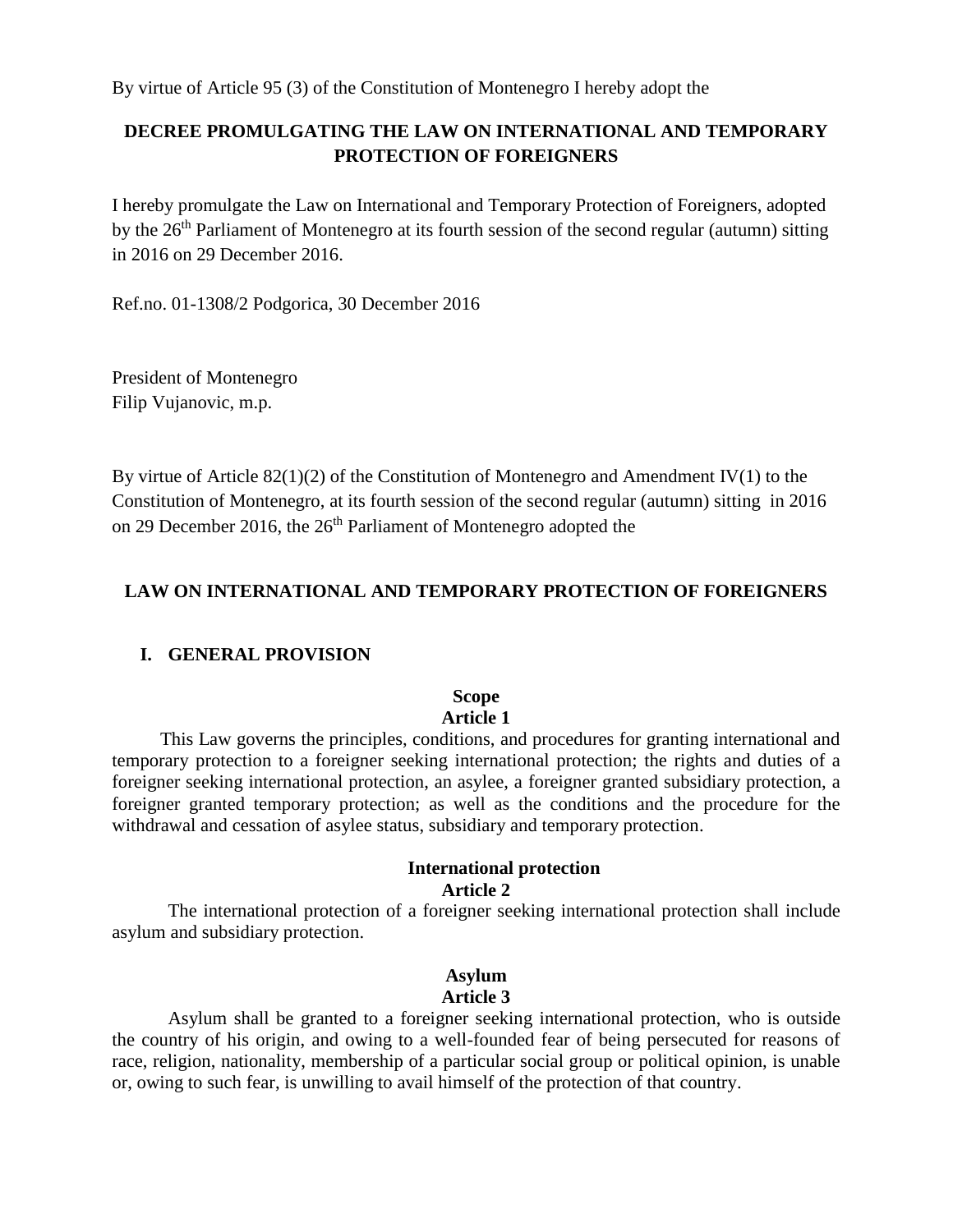By virtue of Article 95 (3) of the Constitution of Montenegro I hereby adopt the

## DECREE PROMULGATING THE LAW ON INTERNATIONAL AND TEMPORARY PROTECTION OF FOREIGNERS

I hereby promulgate the Law on International and Temporary Protection of Foreigners, adopted by the 26th Parliament of Montenegro at its fourth session of the second regular (autumn) sitting in 2016 on 29 December 2016.

Ref.no. 01-1308/2 Podgorica, 30 December 2016

President of Montenegro
Filip Vujanovic, m.p.

By virtue of Article 82(1)(2) of the Constitution of Montenegro and Amendment IV(1) to the Constitution of Montenegro, at its fourth session of the second regular (autumn) sitting in 2016 on 29 December 2016, the 26th Parliament of Montenegro adopted the

# LAW ON INTERNATIONAL AND TEMPORARY PROTECTION OF FOREIGNERS

## I. GENERAL PROVISION

**Scope**
**Article 1**

This Law governs the principles, conditions, and procedures for granting international and temporary protection to a foreigner seeking international protection; the rights and duties of a foreigner seeking international protection, an asylee, a foreigner granted subsidiary protection, a foreigner granted temporary protection; as well as the conditions and the procedure for the withdrawal and cessation of asylee status, subsidiary and temporary protection.

**International protection**
**Article 2**

The international protection of a foreigner seeking international protection shall include asylum and subsidiary protection.

**Asylum**
**Article 3**

Asylum shall be granted to a foreigner seeking international protection, who is outside the country of his origin, and owing to a well-founded fear of being persecuted for reasons of race, religion, nationality, membership of a particular social group or political opinion, is unable or, owing to such fear, is unwilling to avail himself of the protection of that country.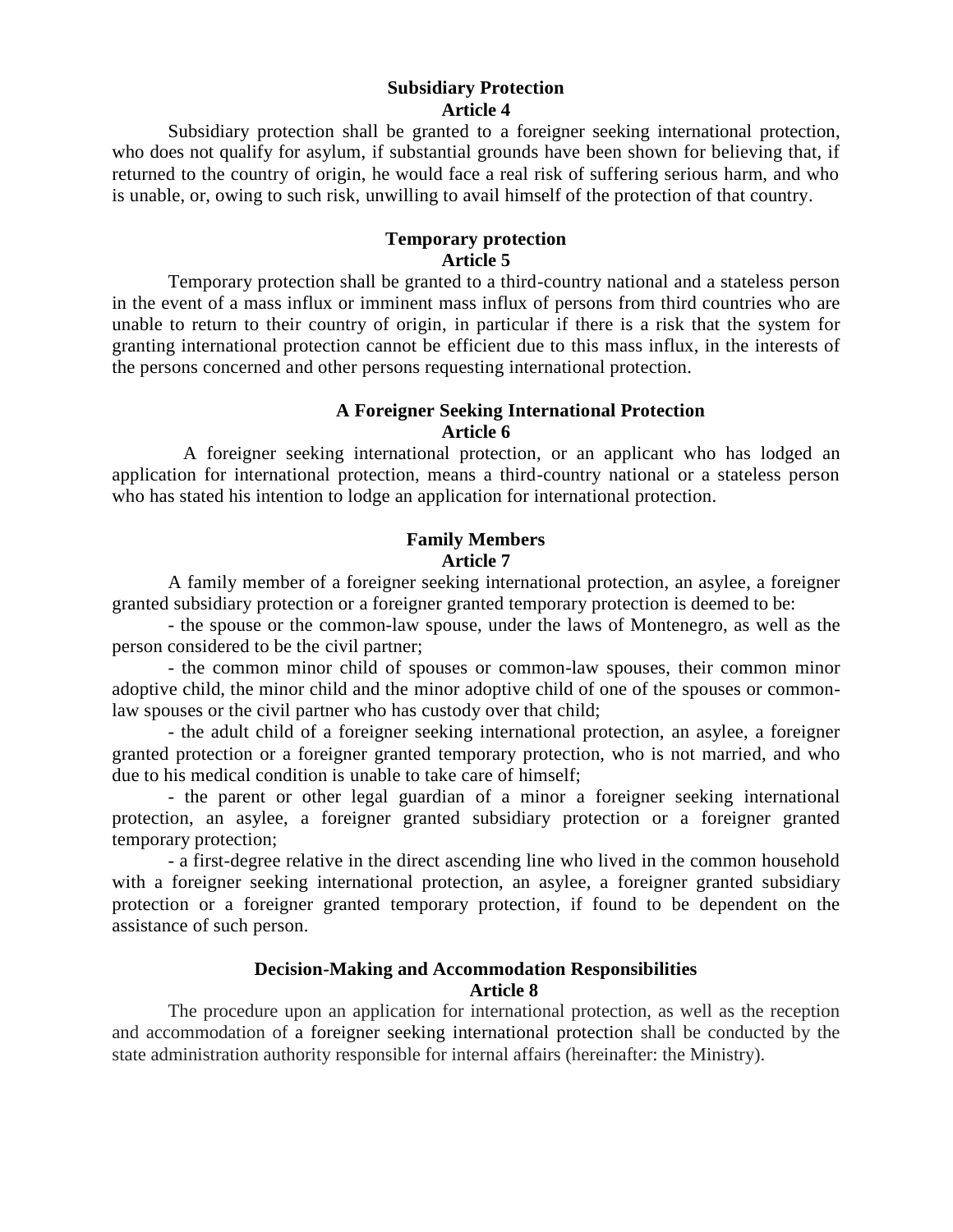**Subsidiary Protection**
**Article 4**

Subsidiary protection shall be granted to a foreigner seeking international protection, who does not qualify for asylum, if substantial grounds have been shown for believing that, if returned to the country of origin, he would face a real risk of suffering serious harm, and who is unable, or, owing to such risk, unwilling to avail himself of the protection of that country.

**Temporary protection**
**Article 5**

Temporary protection shall be granted to a third-country national and a stateless person in the event of a mass influx or imminent mass influx of persons from third countries who are unable to return to their country of origin, in particular if there is a risk that the system for granting international protection cannot be efficient due to this mass influx, in the interests of the persons concerned and other persons requesting international protection.

**A Foreigner Seeking International Protection**
**Article 6**

A foreigner seeking international protection, or an applicant who has lodged an application for international protection, means a third-country national or a stateless person who has stated his intention to lodge an application for international protection.

**Family Members**
**Article 7**

A family member of a foreigner seeking international protection, an asylee, a foreigner granted subsidiary protection or a foreigner granted temporary protection is deemed to be:

- the spouse or the common-law spouse, under the laws of Montenegro, as well as the person considered to be the civil partner;
- the common minor child of spouses or common-law spouses, their common minor adoptive child, the minor child and the minor adoptive child of one of the spouses or common-law spouses or the civil partner who has custody over that child;
- the adult child of a foreigner seeking international protection, an asylee, a foreigner granted protection or a foreigner granted temporary protection, who is not married, and who due to his medical condition is unable to take care of himself;
- the parent or other legal guardian of a minor a foreigner seeking international protection, an asylee, a foreigner granted subsidiary protection or a foreigner granted temporary protection;
- a first-degree relative in the direct ascending line who lived in the common household with a foreigner seeking international protection, an asylee, a foreigner granted subsidiary protection or a foreigner granted temporary protection, if found to be dependent on the assistance of such person.

**Decision-Making and Accommodation Responsibilities**
**Article 8**

The procedure upon an application for international protection, as well as the reception and accommodation of a foreigner seeking international protection shall be conducted by the state administration authority responsible for internal affairs (hereinafter: the Ministry).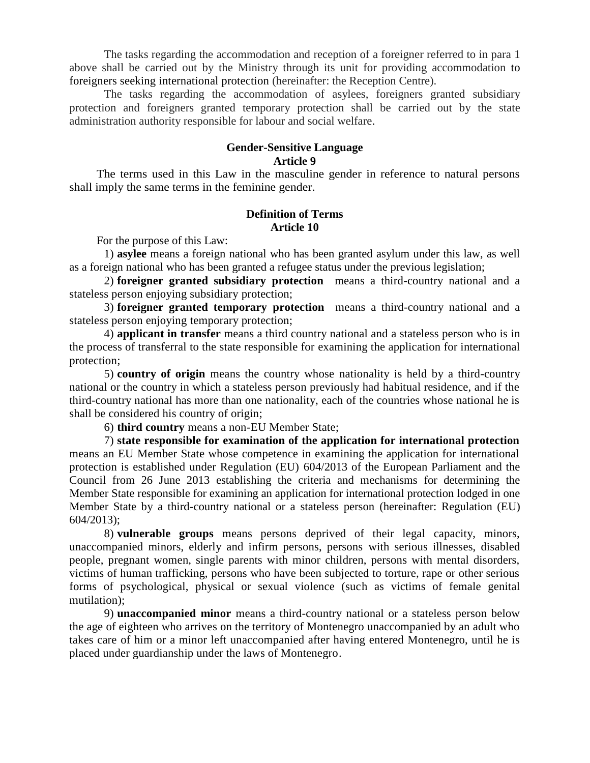The tasks regarding the accommodation and reception of a foreigner referred to in para 1 above shall be carried out by the Ministry through its unit for providing accommodation to foreigners seeking international protection (hereinafter: the Reception Centre).

The tasks regarding the accommodation of asylees, foreigners granted subsidiary protection and foreigners granted temporary protection shall be carried out by the state administration authority responsible for labour and social welfare.

**Gender-Sensitive Language**
**Article 9**

The terms used in this Law in the masculine gender in reference to natural persons shall imply the same terms in the feminine gender.

**Definition of Terms**
**Article 10**

For the purpose of this Law:

1) **asylee** means a foreign national who has been granted asylum under this law, as well as a foreign national who has been granted a refugee status under the previous legislation;

2) **foreigner granted subsidiary protection** means a third-country national and a stateless person enjoying subsidiary protection;

3) **foreigner granted temporary protection** means a third-country national and a stateless person enjoying temporary protection;

4) **applicant in transfer** means a third country national and a stateless person who is in the process of transferral to the state responsible for examining the application for international protection;

5) **country of origin** means the country whose nationality is held by a third-country national or the country in which a stateless person previously had habitual residence, and if the third-country national has more than one nationality, each of the countries whose national he is shall be considered his country of origin;

6) **third country** means a non-EU Member State;

7) **state responsible for examination of the application for international protection** means an EU Member State whose competence in examining the application for international protection is established under Regulation (EU) 604/2013 of the European Parliament and the Council from 26 June 2013 establishing the criteria and mechanisms for determining the Member State responsible for examining an application for international protection lodged in one Member State by a third-country national or a stateless person (hereinafter: Regulation (EU) 604/2013);

8) **vulnerable groups** means persons deprived of their legal capacity, minors, unaccompanied minors, elderly and infirm persons, persons with serious illnesses, disabled people, pregnant women, single parents with minor children, persons with mental disorders, victims of human trafficking, persons who have been subjected to torture, rape or other serious forms of psychological, physical or sexual violence (such as victims of female genital mutilation);

9) **unaccompanied minor** means a third-country national or a stateless person below the age of eighteen who arrives on the territory of Montenegro unaccompanied by an adult who takes care of him or a minor left unaccompanied after having entered Montenegro, until he is placed under guardianship under the laws of Montenegro.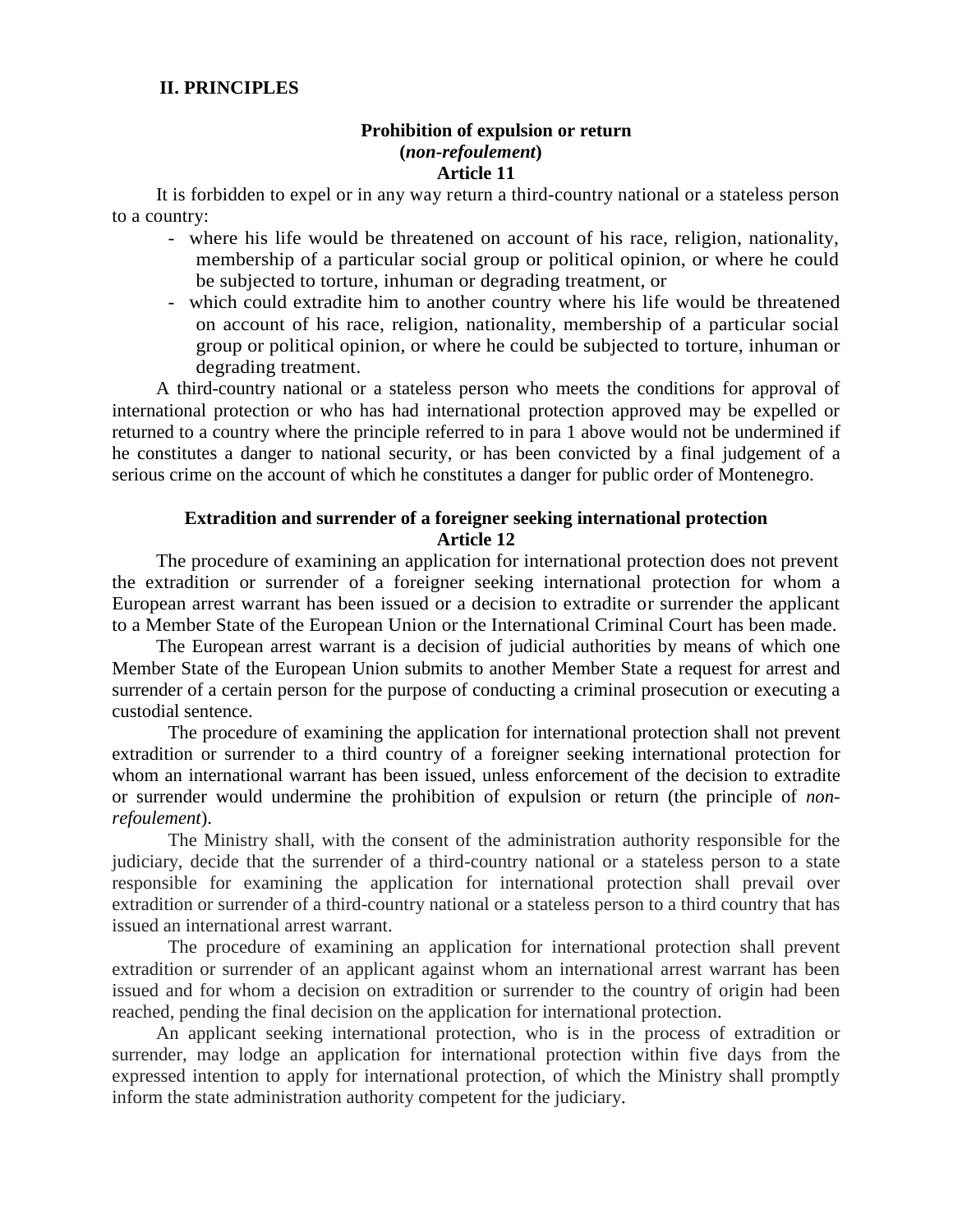## II. PRINCIPLES

### Prohibition of expulsion or return (*non-refoulement*) Article 11

It is forbidden to expel or in any way return a third-country national or a stateless person to a country:

- where his life would be threatened on account of his race, religion, nationality, membership of a particular social group or political opinion, or where he could be subjected to torture, inhuman or degrading treatment, or
- which could extradite him to another country where his life would be threatened on account of his race, religion, nationality, membership of a particular social group or political opinion, or where he could be subjected to torture, inhuman or degrading treatment.

A third-country national or a stateless person who meets the conditions for approval of international protection or who has had international protection approved may be expelled or returned to a country where the principle referred to in para 1 above would not be undermined if he constitutes a danger to national security, or has been convicted by a final judgement of a serious crime on the account of which he constitutes a danger for public order of Montenegro.

### Extradition and surrender of a foreigner seeking international protection Article 12

The procedure of examining an application for international protection does not prevent the extradition or surrender of a foreigner seeking international protection for whom a European arrest warrant has been issued or a decision to extradite or surrender the applicant to a Member State of the European Union or the International Criminal Court has been made.

The European arrest warrant is a decision of judicial authorities by means of which one Member State of the European Union submits to another Member State a request for arrest and surrender of a certain person for the purpose of conducting a criminal prosecution or executing a custodial sentence.

The procedure of examining the application for international protection shall not prevent extradition or surrender to a third country of a foreigner seeking international protection for whom an international warrant has been issued, unless enforcement of the decision to extradite or surrender would undermine the prohibition of expulsion or return (the principle of *non-refoulement*).

The Ministry shall, with the consent of the administration authority responsible for the judiciary, decide that the surrender of a third-country national or a stateless person to a state responsible for examining the application for international protection shall prevail over extradition or surrender of a third-country national or a stateless person to a third country that has issued an international arrest warrant.

The procedure of examining an application for international protection shall prevent extradition or surrender of an applicant against whom an international arrest warrant has been issued and for whom a decision on extradition or surrender to the country of origin had been reached, pending the final decision on the application for international protection.

An applicant seeking international protection, who is in the process of extradition or surrender, may lodge an application for international protection within five days from the expressed intention to apply for international protection, of which the Ministry shall promptly inform the state administration authority competent for the judiciary.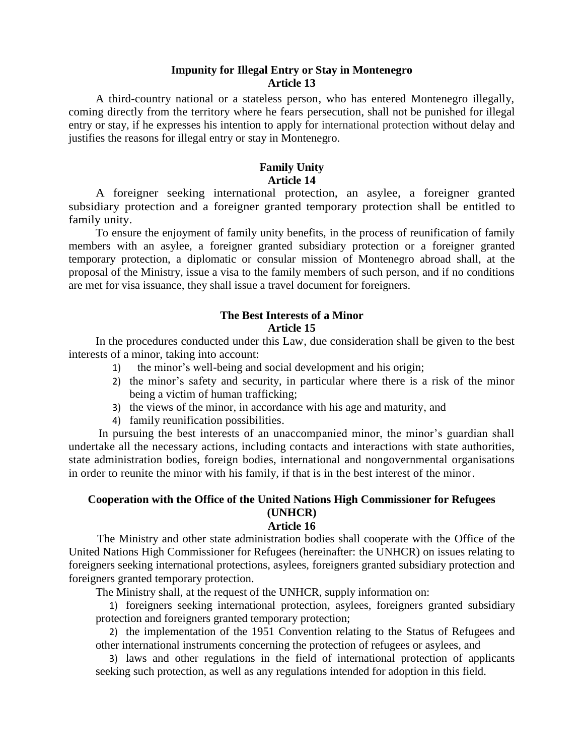**Impunity for Illegal Entry or Stay in Montenegro**
**Article 13**

A third-country national or a stateless person, who has entered Montenegro illegally, coming directly from the territory where he fears persecution, shall not be punished for illegal entry or stay, if he expresses his intention to apply for international protection without delay and justifies the reasons for illegal entry or stay in Montenegro.

**Family Unity**
**Article 14**

A foreigner seeking international protection, an asylee, a foreigner granted subsidiary protection and a foreigner granted temporary protection shall be entitled to family unity.

To ensure the enjoyment of family unity benefits, in the process of reunification of family members with an asylee, a foreigner granted subsidiary protection or a foreigner granted temporary protection, a diplomatic or consular mission of Montenegro abroad shall, at the proposal of the Ministry, issue a visa to the family members of such person, and if no conditions are met for visa issuance, they shall issue a travel document for foreigners.

**The Best Interests of a Minor**
**Article 15**

In the procedures conducted under this Law, due consideration shall be given to the best interests of a minor, taking into account:

1) the minor's well-being and social development and his origin;
2) the minor's safety and security, in particular where there is a risk of the minor being a victim of human trafficking;
3) the views of the minor, in accordance with his age and maturity, and
4) family reunification possibilities.

In pursuing the best interests of an unaccompanied minor, the minor's guardian shall undertake all the necessary actions, including contacts and interactions with state authorities, state administration bodies, foreign bodies, international and nongovernmental organisations in order to reunite the minor with his family, if that is in the best interest of the minor.

**Cooperation with the Office of the United Nations High Commissioner for Refugees (UNHCR)**
**Article 16**

The Ministry and other state administration bodies shall cooperate with the Office of the United Nations High Commissioner for Refugees (hereinafter: the UNHCR) on issues relating to foreigners seeking international protections, asylees, foreigners granted subsidiary protection and foreigners granted temporary protection.

The Ministry shall, at the request of the UNHCR, supply information on:

1) foreigners seeking international protection, asylees, foreigners granted subsidiary protection and foreigners granted temporary protection;
2) the implementation of the 1951 Convention relating to the Status of Refugees and other international instruments concerning the protection of refugees or asylees, and
3) laws and other regulations in the field of international protection of applicants seeking such protection, as well as any regulations intended for adoption in this field.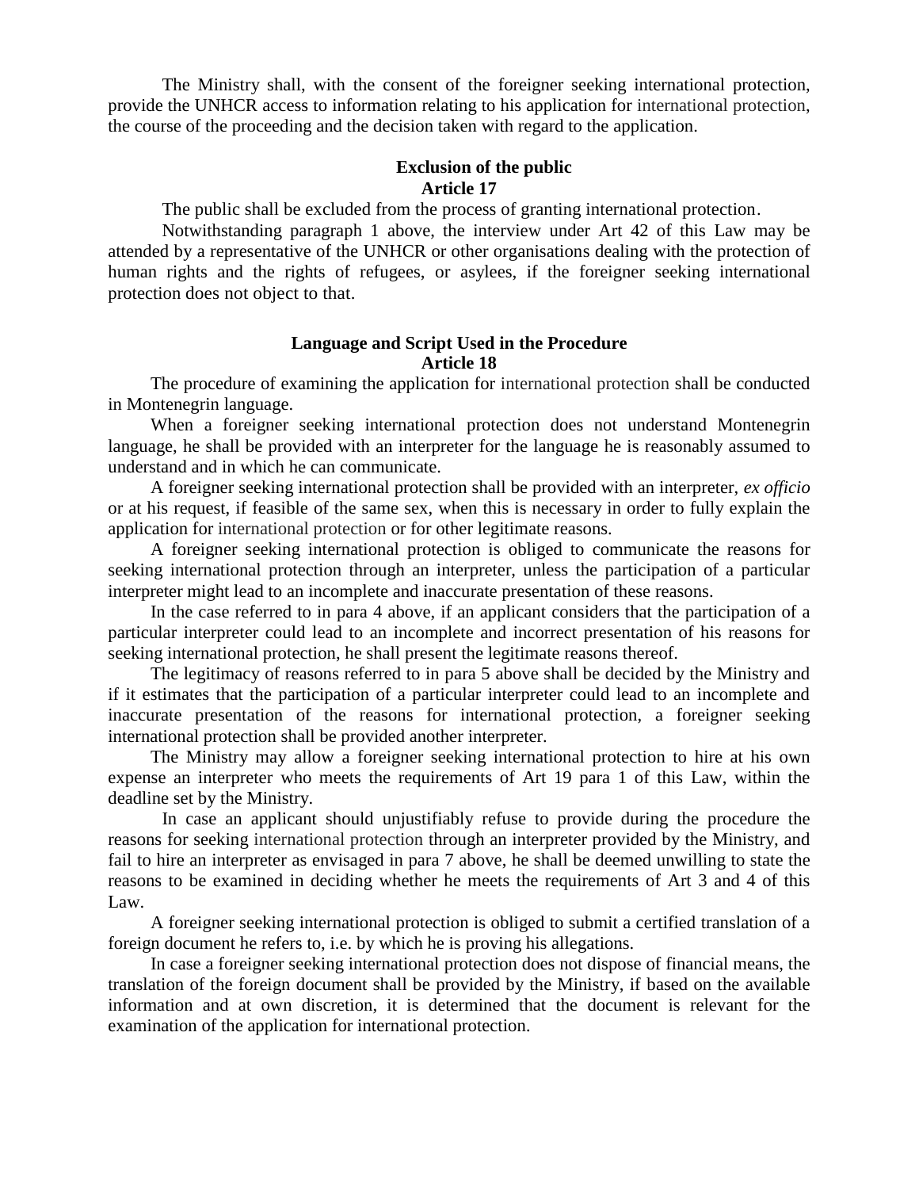The Ministry shall, with the consent of the foreigner seeking international protection, provide the UNHCR access to information relating to his application for international protection, the course of the proceeding and the decision taken with regard to the application.

**Exclusion of the public**
**Article 17**

The public shall be excluded from the process of granting international protection.

Notwithstanding paragraph 1 above, the interview under Art 42 of this Law may be attended by a representative of the UNHCR or other organisations dealing with the protection of human rights and the rights of refugees, or asylees, if the foreigner seeking international protection does not object to that.

**Language and Script Used in the Procedure**
**Article 18**

The procedure of examining the application for international protection shall be conducted in Montenegrin language.

When a foreigner seeking international protection does not understand Montenegrin language, he shall be provided with an interpreter for the language he is reasonably assumed to understand and in which he can communicate.

A foreigner seeking international protection shall be provided with an interpreter, *ex officio* or at his request, if feasible of the same sex, when this is necessary in order to fully explain the application for international protection or for other legitimate reasons.

A foreigner seeking international protection is obliged to communicate the reasons for seeking international protection through an interpreter, unless the participation of a particular interpreter might lead to an incomplete and inaccurate presentation of these reasons.

In the case referred to in para 4 above, if an applicant considers that the participation of a particular interpreter could lead to an incomplete and incorrect presentation of his reasons for seeking international protection, he shall present the legitimate reasons thereof.

The legitimacy of reasons referred to in para 5 above shall be decided by the Ministry and if it estimates that the participation of a particular interpreter could lead to an incomplete and inaccurate presentation of the reasons for international protection, a foreigner seeking international protection shall be provided another interpreter.

The Ministry may allow a foreigner seeking international protection to hire at his own expense an interpreter who meets the requirements of Art 19 para 1 of this Law, within the deadline set by the Ministry.

In case an applicant should unjustifiably refuse to provide during the procedure the reasons for seeking international protection through an interpreter provided by the Ministry, and fail to hire an interpreter as envisaged in para 7 above, he shall be deemed unwilling to state the reasons to be examined in deciding whether he meets the requirements of Art 3 and 4 of this Law.

A foreigner seeking international protection is obliged to submit a certified translation of a foreign document he refers to, i.e. by which he is proving his allegations.

In case a foreigner seeking international protection does not dispose of financial means, the translation of the foreign document shall be provided by the Ministry, if based on the available information and at own discretion, it is determined that the document is relevant for the examination of the application for international protection.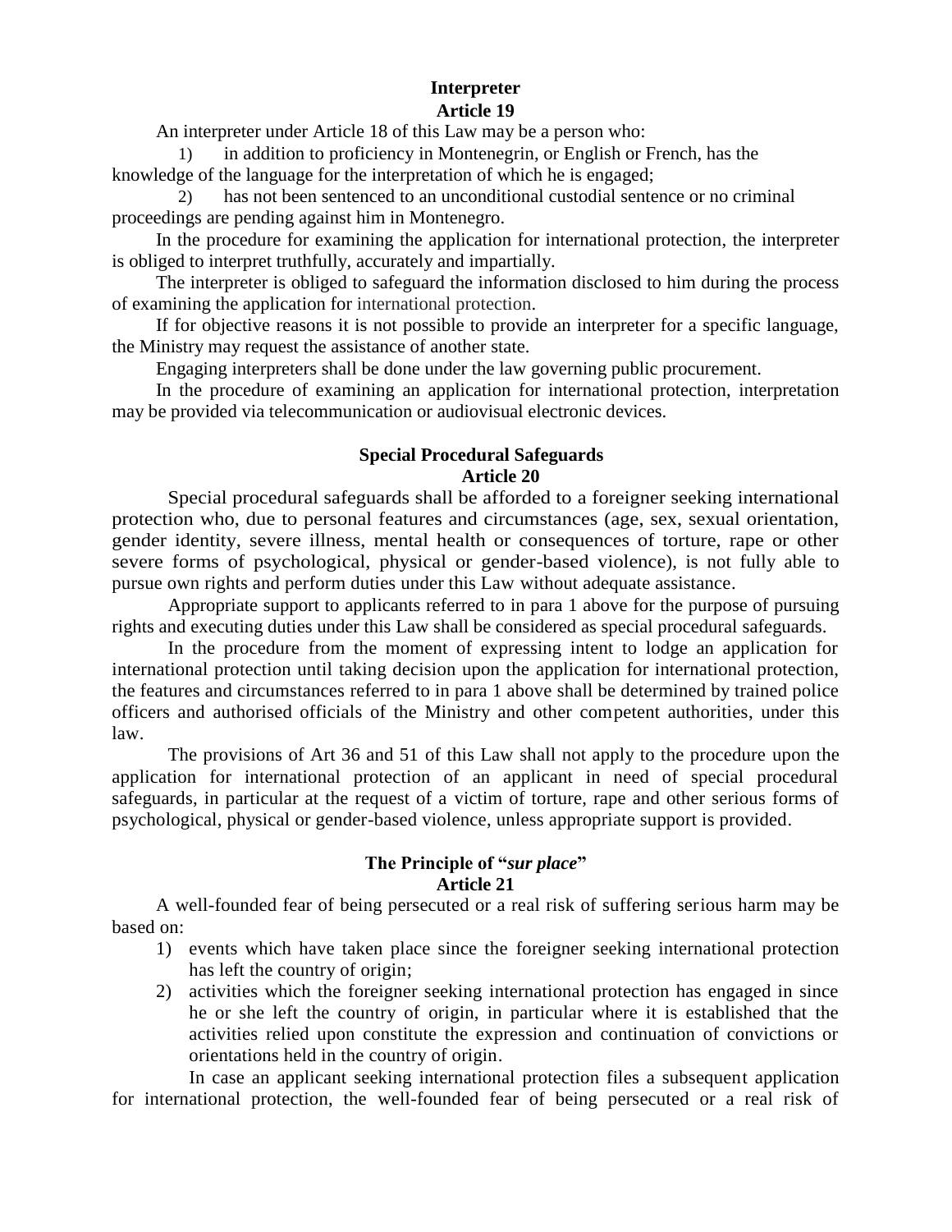**Interpreter**
**Article 19**

An interpreter under Article 18 of this Law may be a person who:

1) in addition to proficiency in Montenegrin, or English or French, has the knowledge of the language for the interpretation of which he is engaged;
2) has not been sentenced to an unconditional custodial sentence or no criminal proceedings are pending against him in Montenegro.

In the procedure for examining the application for international protection, the interpreter is obliged to interpret truthfully, accurately and impartially.

The interpreter is obliged to safeguard the information disclosed to him during the process of examining the application for international protection.

If for objective reasons it is not possible to provide an interpreter for a specific language, the Ministry may request the assistance of another state.

Engaging interpreters shall be done under the law governing public procurement.

In the procedure of examining an application for international protection, interpretation may be provided via telecommunication or audiovisual electronic devices.

**Special Procedural Safeguards**
**Article 20**

Special procedural safeguards shall be afforded to a foreigner seeking international protection who, due to personal features and circumstances (age, sex, sexual orientation, gender identity, severe illness, mental health or consequences of torture, rape or other severe forms of psychological, physical or gender-based violence), is not fully able to pursue own rights and perform duties under this Law without adequate assistance.

Appropriate support to applicants referred to in para 1 above for the purpose of pursuing rights and executing duties under this Law shall be considered as special procedural safeguards.

In the procedure from the moment of expressing intent to lodge an application for international protection until taking decision upon the application for international protection, the features and circumstances referred to in para 1 above shall be determined by trained police officers and authorised officials of the Ministry and other competent authorities, under this law.

The provisions of Art 36 and 51 of this Law shall not apply to the procedure upon the application for international protection of an applicant in need of special procedural safeguards, in particular at the request of a victim of torture, rape and other serious forms of psychological, physical or gender-based violence, unless appropriate support is provided.

**The Principle of "*sur place*"**
**Article 21**

A well-founded fear of being persecuted or a real risk of suffering serious harm may be based on:

1) events which have taken place since the foreigner seeking international protection has left the country of origin;
2) activities which the foreigner seeking international protection has engaged in since he or she left the country of origin, in particular where it is established that the activities relied upon constitute the expression and continuation of convictions or orientations held in the country of origin.

In case an applicant seeking international protection files a subsequent application for international protection, the well-founded fear of being persecuted or a real risk of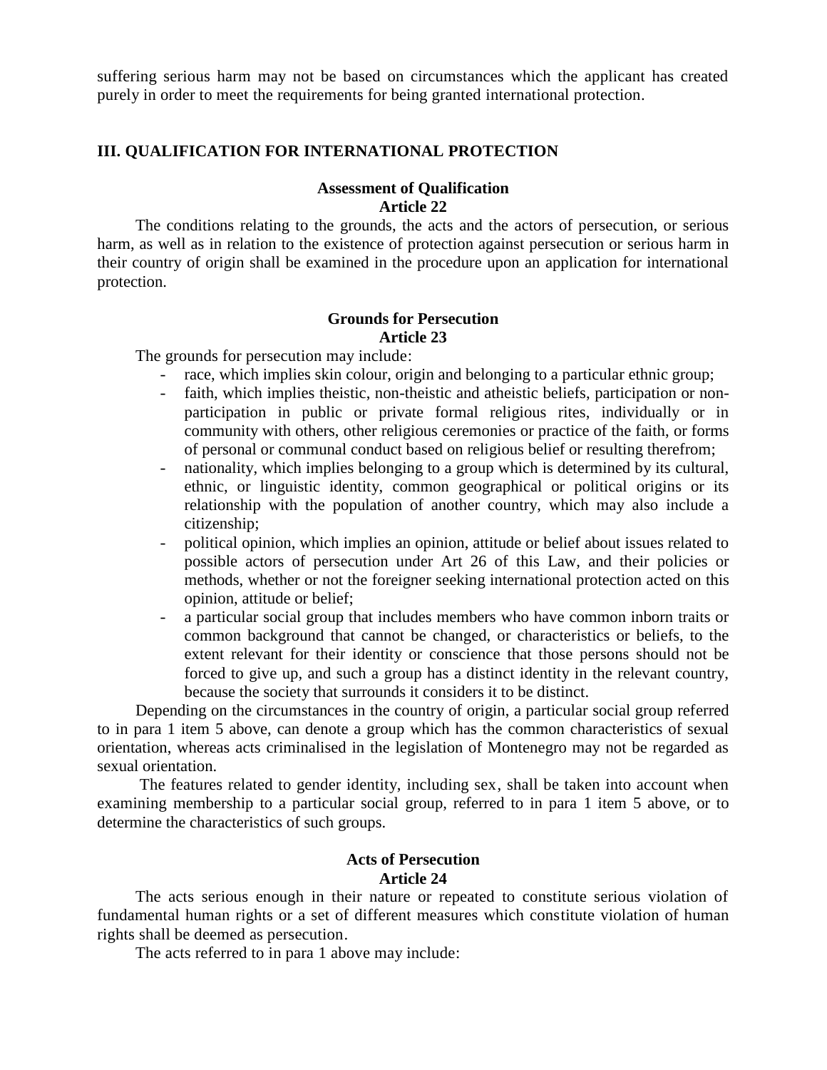suffering serious harm may not be based on circumstances which the applicant has created purely in order to meet the requirements for being granted international protection.

## III. QUALIFICATION FOR INTERNATIONAL PROTECTION

### Assessment of Qualification
### Article 22

The conditions relating to the grounds, the acts and the actors of persecution, or serious harm, as well as in relation to the existence of protection against persecution or serious harm in their country of origin shall be examined in the procedure upon an application for international protection.

### Grounds for Persecution
### Article 23

The grounds for persecution may include:

- race, which implies skin colour, origin and belonging to a particular ethnic group;
- faith, which implies theistic, non-theistic and atheistic beliefs, participation or non-participation in public or private formal religious rites, individually or in community with others, other religious ceremonies or practice of the faith, or forms of personal or communal conduct based on religious belief or resulting therefrom;
- nationality, which implies belonging to a group which is determined by its cultural, ethnic, or linguistic identity, common geographical or political origins or its relationship with the population of another country, which may also include a citizenship;
- political opinion, which implies an opinion, attitude or belief about issues related to possible actors of persecution under Art 26 of this Law, and their policies or methods, whether or not the foreigner seeking international protection acted on this opinion, attitude or belief;
- a particular social group that includes members who have common inborn traits or common background that cannot be changed, or characteristics or beliefs, to the extent relevant for their identity or conscience that those persons should not be forced to give up, and such a group has a distinct identity in the relevant country, because the society that surrounds it considers it to be distinct.

Depending on the circumstances in the country of origin, a particular social group referred to in para 1 item 5 above, can denote a group which has the common characteristics of sexual orientation, whereas acts criminalised in the legislation of Montenegro may not be regarded as sexual orientation.

The features related to gender identity, including sex, shall be taken into account when examining membership to a particular social group, referred to in para 1 item 5 above, or to determine the characteristics of such groups.

### Acts of Persecution
### Article 24

The acts serious enough in their nature or repeated to constitute serious violation of fundamental human rights or a set of different measures which constitute violation of human rights shall be deemed as persecution.

The acts referred to in para 1 above may include: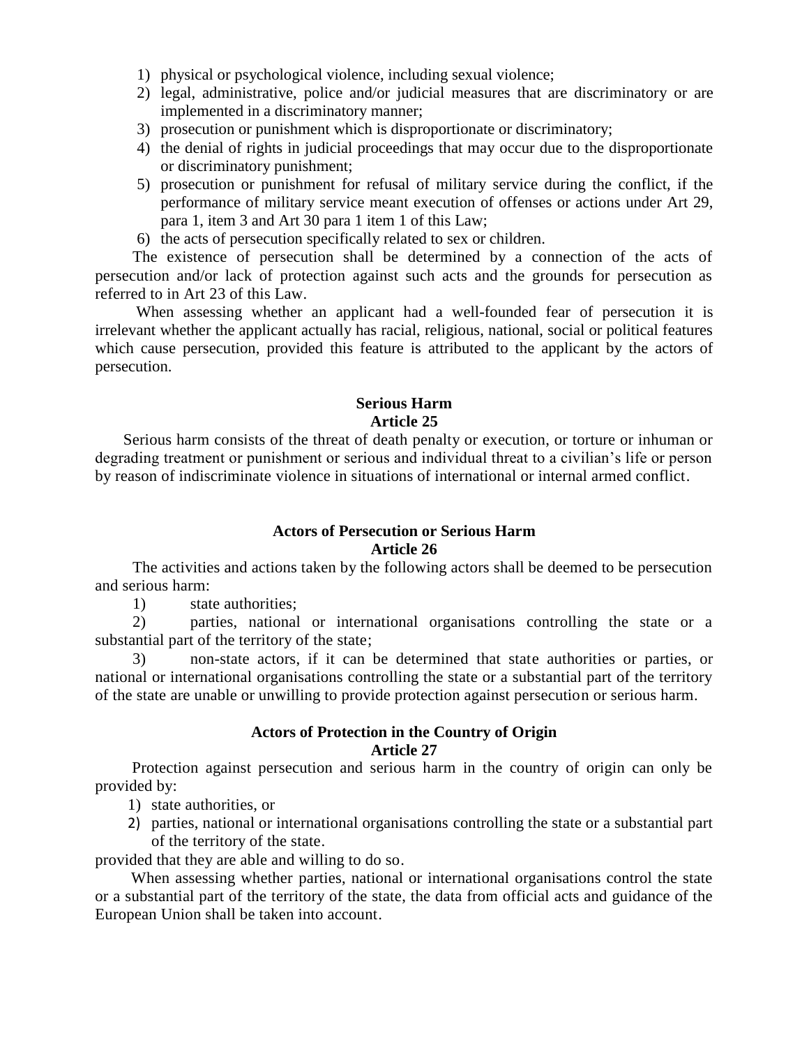1) physical or psychological violence, including sexual violence;
2) legal, administrative, police and/or judicial measures that are discriminatory or are implemented in a discriminatory manner;
3) prosecution or punishment which is disproportionate or discriminatory;
4) the denial of rights in judicial proceedings that may occur due to the disproportionate or discriminatory punishment;
5) prosecution or punishment for refusal of military service during the conflict, if the performance of military service meant execution of offenses or actions under Art 29, para 1, item 3 and Art 30 para 1 item 1 of this Law;
6) the acts of persecution specifically related to sex or children.

The existence of persecution shall be determined by a connection of the acts of persecution and/or lack of protection against such acts and the grounds for persecution as referred to in Art 23 of this Law.

When assessing whether an applicant had a well-founded fear of persecution it is irrelevant whether the applicant actually has racial, religious, national, social or political features which cause persecution, provided this feature is attributed to the applicant by the actors of persecution.

**Serious Harm**
**Article 25**

Serious harm consists of the threat of death penalty or execution, or torture or inhuman or degrading treatment or punishment or serious and individual threat to a civilian's life or person by reason of indiscriminate violence in situations of international or internal armed conflict.

**Actors of Persecution or Serious Harm**
**Article 26**

The activities and actions taken by the following actors shall be deemed to be persecution and serious harm:

1) state authorities;
2) parties, national or international organisations controlling the state or a substantial part of the territory of the state;
3) non-state actors, if it can be determined that state authorities or parties, or national or international organisations controlling the state or a substantial part of the territory of the state are unable or unwilling to provide protection against persecution or serious harm.

**Actors of Protection in the Country of Origin**
**Article 27**

Protection against persecution and serious harm in the country of origin can only be provided by:

1) state authorities, or
2) parties, national or international organisations controlling the state or a substantial part of the territory of the state.

provided that they are able and willing to do so.

When assessing whether parties, national or international organisations control the state or a substantial part of the territory of the state, the data from official acts and guidance of the European Union shall be taken into account.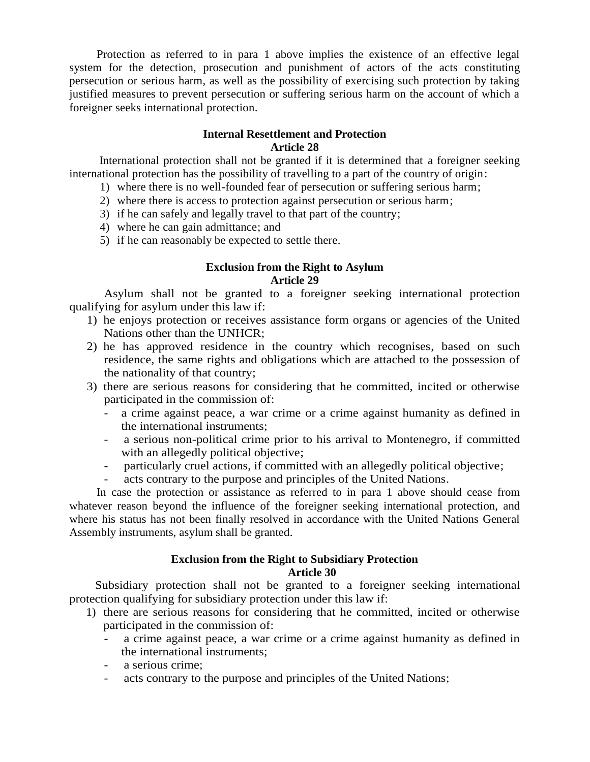Protection as referred to in para 1 above implies the existence of an effective legal system for the detection, prosecution and punishment of actors of the acts constituting persecution or serious harm, as well as the possibility of exercising such protection by taking justified measures to prevent persecution or suffering serious harm on the account of which a foreigner seeks international protection.

**Internal Resettlement and Protection**
**Article 28**

International protection shall not be granted if it is determined that a foreigner seeking international protection has the possibility of travelling to a part of the country of origin:

1) where there is no well-founded fear of persecution or suffering serious harm;
2) where there is access to protection against persecution or serious harm;
3) if he can safely and legally travel to that part of the country;
4) where he can gain admittance; and
5) if he can reasonably be expected to settle there.

**Exclusion from the Right to Asylum**
**Article 29**

Asylum shall not be granted to a foreigner seeking international protection qualifying for asylum under this law if:

1) he enjoys protection or receives assistance form organs or agencies of the United Nations other than the UNHCR;
2) he has approved residence in the country which recognises, based on such residence, the same rights and obligations which are attached to the possession of the nationality of that country;
3) there are serious reasons for considering that he committed, incited or otherwise participated in the commission of:
   - a crime against peace, a war crime or a crime against humanity as defined in the international instruments;
   - a serious non-political crime prior to his arrival to Montenegro, if committed with an allegedly political objective;
   - particularly cruel actions, if committed with an allegedly political objective;
   - acts contrary to the purpose and principles of the United Nations.

In case the protection or assistance as referred to in para 1 above should cease from whatever reason beyond the influence of the foreigner seeking international protection, and where his status has not been finally resolved in accordance with the United Nations General Assembly instruments, asylum shall be granted.

**Exclusion from the Right to Subsidiary Protection**
**Article 30**

Subsidiary protection shall not be granted to a foreigner seeking international protection qualifying for subsidiary protection under this law if:

1) there are serious reasons for considering that he committed, incited or otherwise participated in the commission of:
   - a crime against peace, a war crime or a crime against humanity as defined in the international instruments;
   - a serious crime;
   - acts contrary to the purpose and principles of the United Nations;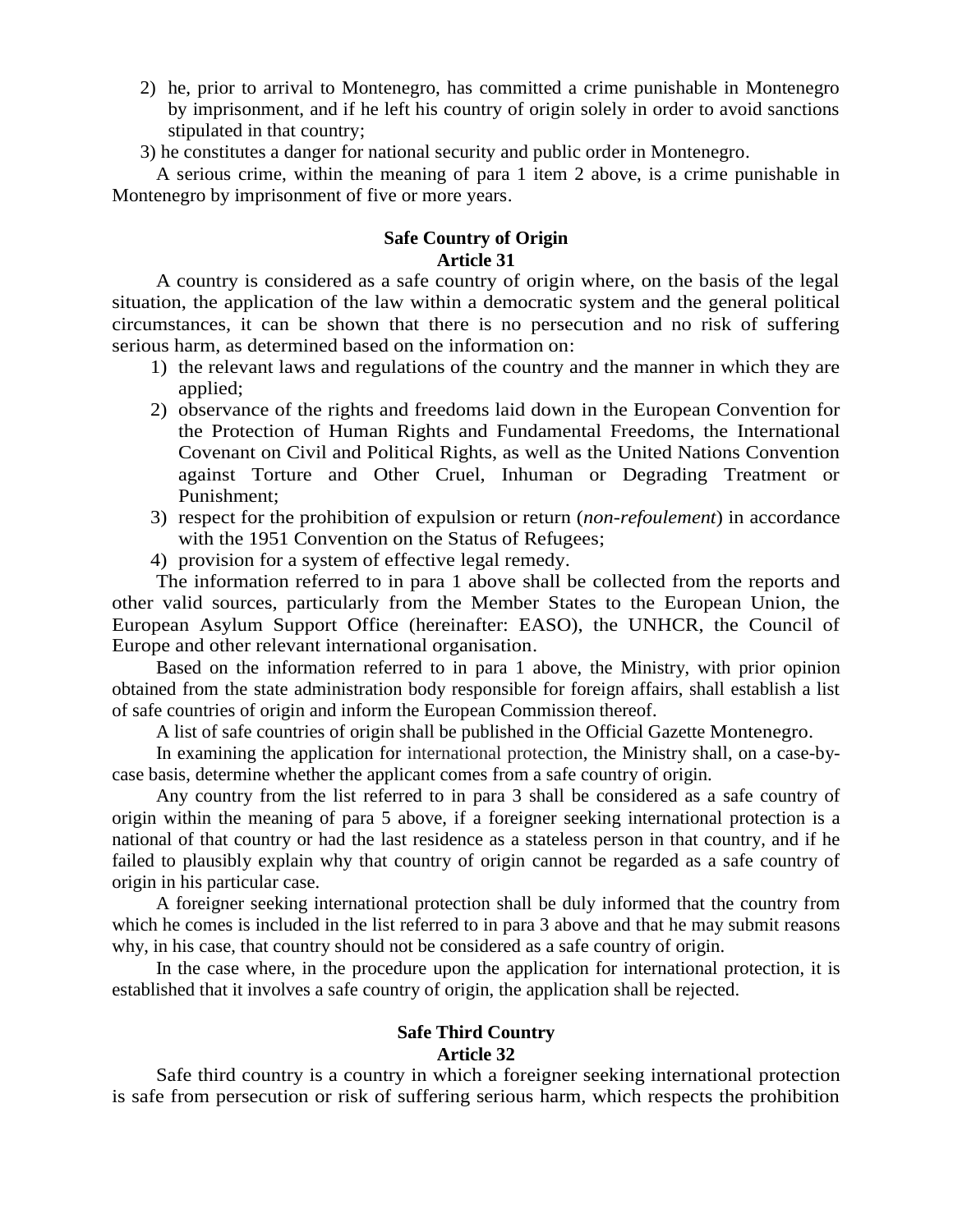2) he, prior to arrival to Montenegro, has committed a crime punishable in Montenegro by imprisonment, and if he left his country of origin solely in order to avoid sanctions stipulated in that country;

3) he constitutes a danger for national security and public order in Montenegro.

A serious crime, within the meaning of para 1 item 2 above, is a crime punishable in Montenegro by imprisonment of five or more years.

**Safe Country of Origin**
**Article 31**

A country is considered as a safe country of origin where, on the basis of the legal situation, the application of the law within a democratic system and the general political circumstances, it can be shown that there is no persecution and no risk of suffering serious harm, as determined based on the information on:

1) the relevant laws and regulations of the country and the manner in which they are applied;
2) observance of the rights and freedoms laid down in the European Convention for the Protection of Human Rights and Fundamental Freedoms, the International Covenant on Civil and Political Rights, as well as the United Nations Convention against Torture and Other Cruel, Inhuman or Degrading Treatment or Punishment;
3) respect for the prohibition of expulsion or return (*non-refoulement*) in accordance with the 1951 Convention on the Status of Refugees;
4) provision for a system of effective legal remedy.

The information referred to in para 1 above shall be collected from the reports and other valid sources, particularly from the Member States to the European Union, the European Asylum Support Office (hereinafter: EASO), the UNHCR, the Council of Europe and other relevant international organisation.

Based on the information referred to in para 1 above, the Ministry, with prior opinion obtained from the state administration body responsible for foreign affairs, shall establish a list of safe countries of origin and inform the European Commission thereof.

A list of safe countries of origin shall be published in the Official Gazette Montenegro.

In examining the application for international protection, the Ministry shall, on a case-by-case basis, determine whether the applicant comes from a safe country of origin.

Any country from the list referred to in para 3 shall be considered as a safe country of origin within the meaning of para 5 above, if a foreigner seeking international protection is a national of that country or had the last residence as a stateless person in that country, and if he failed to plausibly explain why that country of origin cannot be regarded as a safe country of origin in his particular case.

A foreigner seeking international protection shall be duly informed that the country from which he comes is included in the list referred to in para 3 above and that he may submit reasons why, in his case, that country should not be considered as a safe country of origin.

In the case where, in the procedure upon the application for international protection, it is established that it involves a safe country of origin, the application shall be rejected.

**Safe Third Country**
**Article 32**

Safe third country is a country in which a foreigner seeking international protection is safe from persecution or risk of suffering serious harm, which respects the prohibition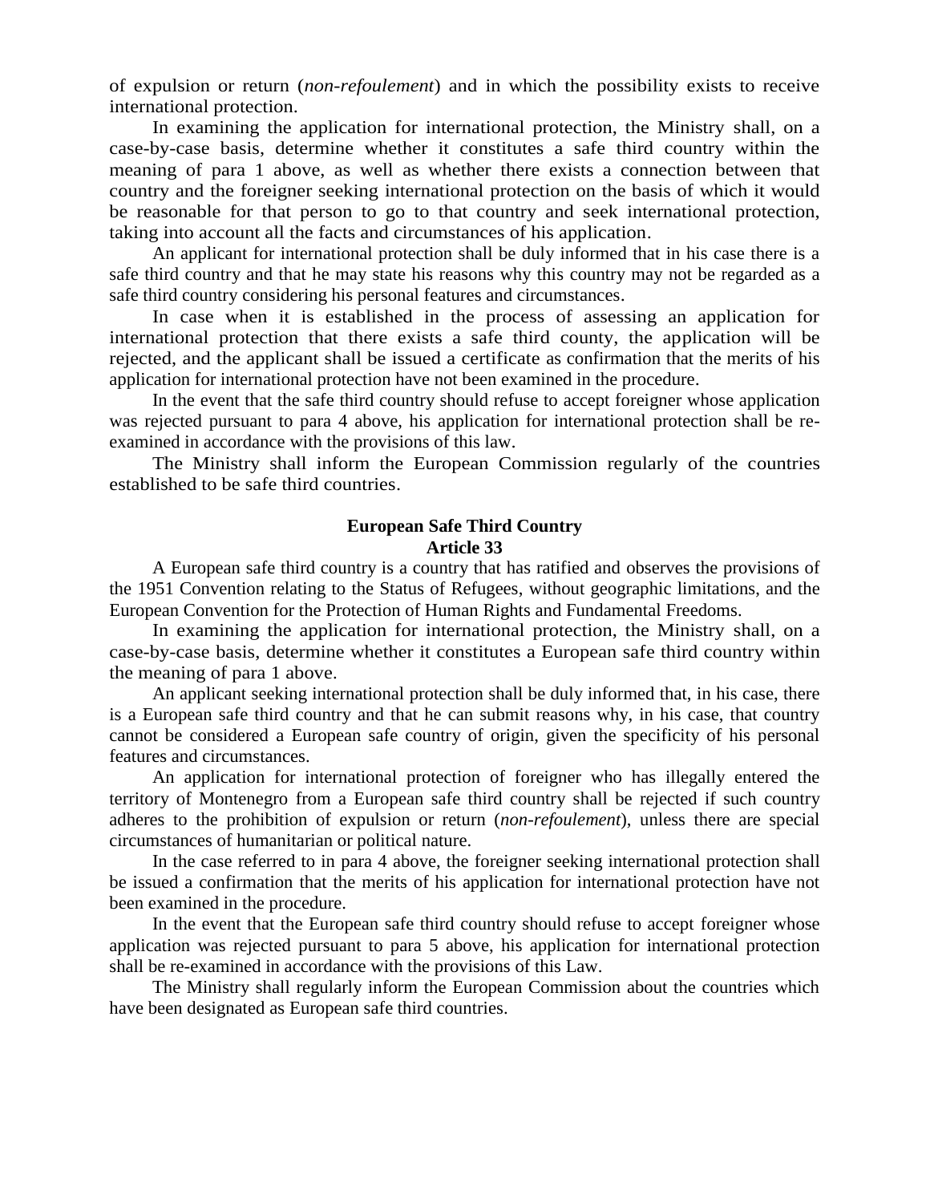of expulsion or return (*non-refoulement*) and in which the possibility exists to receive international protection.

In examining the application for international protection, the Ministry shall, on a case-by-case basis, determine whether it constitutes a safe third country within the meaning of para 1 above, as well as whether there exists a connection between that country and the foreigner seeking international protection on the basis of which it would be reasonable for that person to go to that country and seek international protection, taking into account all the facts and circumstances of his application.

An applicant for international protection shall be duly informed that in his case there is a safe third country and that he may state his reasons why this country may not be regarded as a safe third country considering his personal features and circumstances.

In case when it is established in the process of assessing an application for international protection that there exists a safe third county, the application will be rejected, and the applicant shall be issued a certificate as confirmation that the merits of his application for international protection have not been examined in the procedure.

In the event that the safe third country should refuse to accept foreigner whose application was rejected pursuant to para 4 above, his application for international protection shall be re-examined in accordance with the provisions of this law.

The Ministry shall inform the European Commission regularly of the countries established to be safe third countries.

**European Safe Third Country**
**Article 33**

A European safe third country is a country that has ratified and observes the provisions of the 1951 Convention relating to the Status of Refugees, without geographic limitations, and the European Convention for the Protection of Human Rights and Fundamental Freedoms.

In examining the application for international protection, the Ministry shall, on a case-by-case basis, determine whether it constitutes a European safe third country within the meaning of para 1 above.

An applicant seeking international protection shall be duly informed that, in his case, there is a European safe third country and that he can submit reasons why, in his case, that country cannot be considered a European safe country of origin, given the specificity of his personal features and circumstances.

An application for international protection of foreigner who has illegally entered the territory of Montenegro from a European safe third country shall be rejected if such country adheres to the prohibition of expulsion or return (*non-refoulement*), unless there are special circumstances of humanitarian or political nature.

In the case referred to in para 4 above, the foreigner seeking international protection shall be issued a confirmation that the merits of his application for international protection have not been examined in the procedure.

In the event that the European safe third country should refuse to accept foreigner whose application was rejected pursuant to para 5 above, his application for international protection shall be re-examined in accordance with the provisions of this Law.

The Ministry shall regularly inform the European Commission about the countries which have been designated as European safe third countries.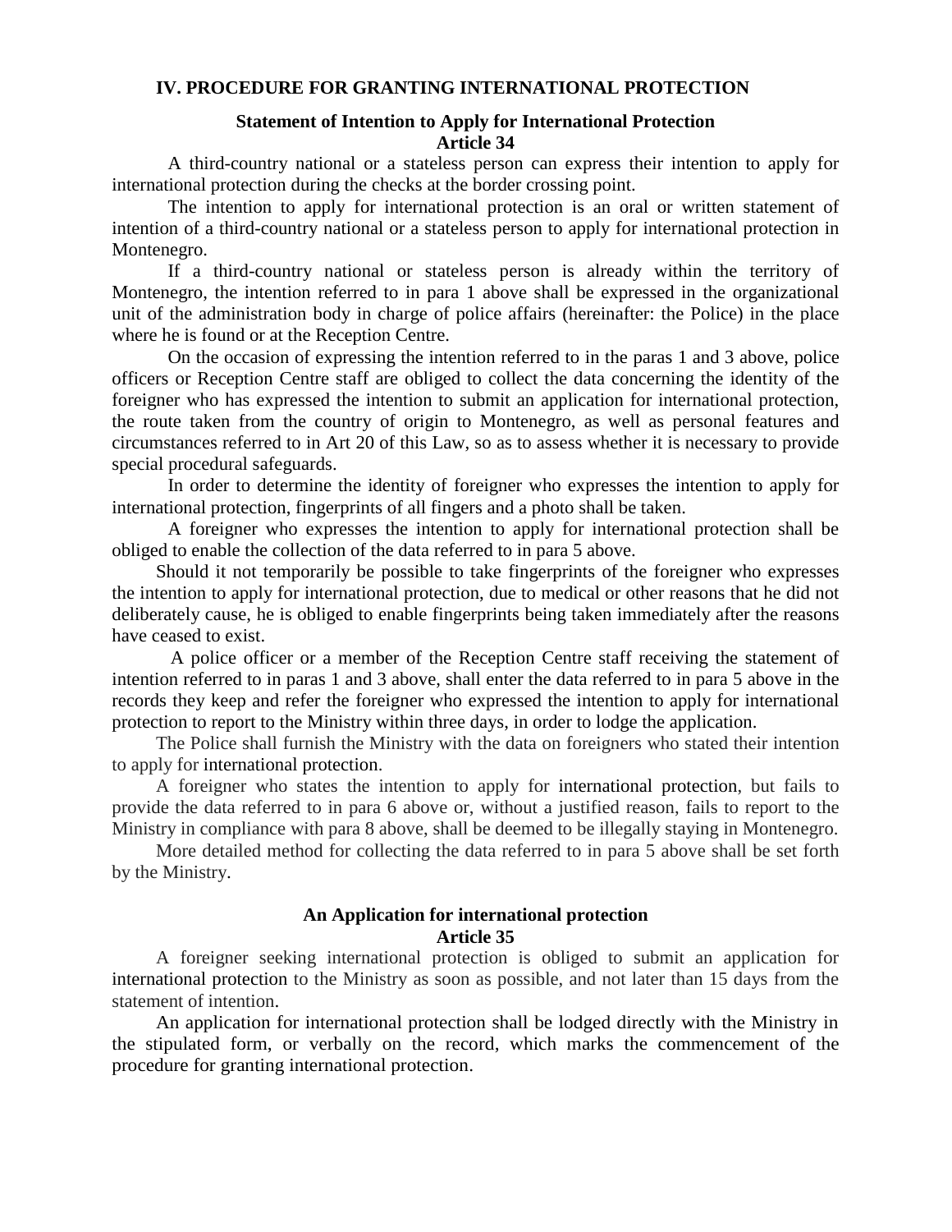## IV. PROCEDURE FOR GRANTING INTERNATIONAL PROTECTION

### Statement of Intention to Apply for International Protection
### Article 34

A third-country national or a stateless person can express their intention to apply for international protection during the checks at the border crossing point.

The intention to apply for international protection is an oral or written statement of intention of a third-country national or a stateless person to apply for international protection in Montenegro.

If a third-country national or stateless person is already within the territory of Montenegro, the intention referred to in para 1 above shall be expressed in the organizational unit of the administration body in charge of police affairs (hereinafter: the Police) in the place where he is found or at the Reception Centre.

On the occasion of expressing the intention referred to in the paras 1 and 3 above, police officers or Reception Centre staff are obliged to collect the data concerning the identity of the foreigner who has expressed the intention to submit an application for international protection, the route taken from the country of origin to Montenegro, as well as personal features and circumstances referred to in Art 20 of this Law, so as to assess whether it is necessary to provide special procedural safeguards.

In order to determine the identity of foreigner who expresses the intention to apply for international protection, fingerprints of all fingers and a photo shall be taken.

A foreigner who expresses the intention to apply for international protection shall be obliged to enable the collection of the data referred to in para 5 above.

Should it not temporarily be possible to take fingerprints of the foreigner who expresses the intention to apply for international protection, due to medical or other reasons that he did not deliberately cause, he is obliged to enable fingerprints being taken immediately after the reasons have ceased to exist.

A police officer or a member of the Reception Centre staff receiving the statement of intention referred to in paras 1 and 3 above, shall enter the data referred to in para 5 above in the records they keep and refer the foreigner who expressed the intention to apply for international protection to report to the Ministry within three days, in order to lodge the application.

The Police shall furnish the Ministry with the data on foreigners who stated their intention to apply for international protection.

A foreigner who states the intention to apply for international protection, but fails to provide the data referred to in para 6 above or, without a justified reason, fails to report to the Ministry in compliance with para 8 above, shall be deemed to be illegally staying in Montenegro.

More detailed method for collecting the data referred to in para 5 above shall be set forth by the Ministry.

### An Application for international protection
### Article 35

A foreigner seeking international protection is obliged to submit an application for international protection to the Ministry as soon as possible, and not later than 15 days from the statement of intention.

An application for international protection shall be lodged directly with the Ministry in the stipulated form, or verbally on the record, which marks the commencement of the procedure for granting international protection.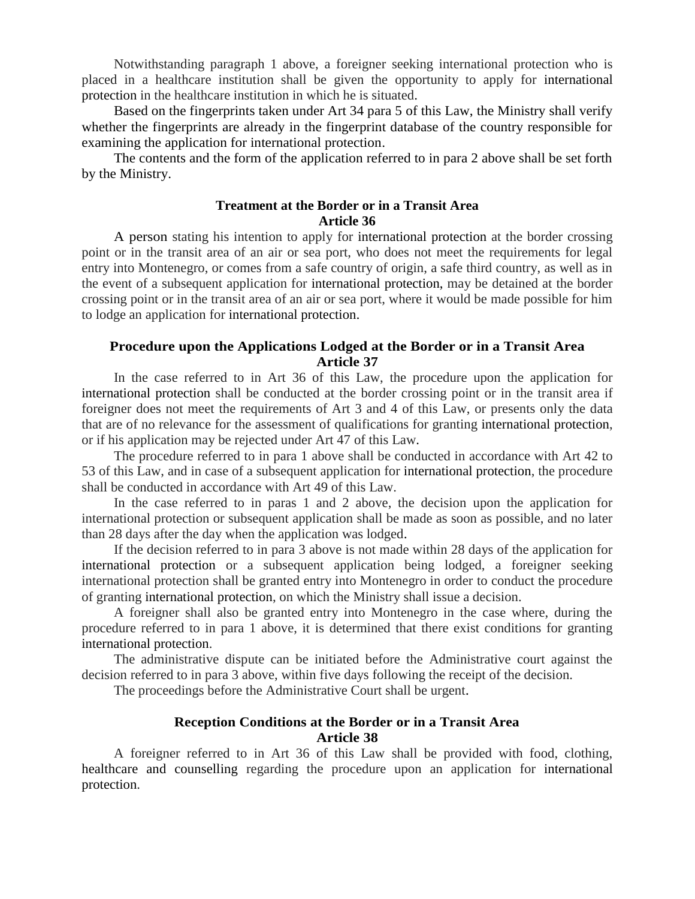Notwithstanding paragraph 1 above, a foreigner seeking international protection who is placed in a healthcare institution shall be given the opportunity to apply for international protection in the healthcare institution in which he is situated.

Based on the fingerprints taken under Art 34 para 5 of this Law, the Ministry shall verify whether the fingerprints are already in the fingerprint database of the country responsible for examining the application for international protection.

The contents and the form of the application referred to in para 2 above shall be set forth by the Ministry.

### Treatment at the Border or in a Transit Area
### Article 36

A person stating his intention to apply for international protection at the border crossing point or in the transit area of an air or sea port, who does not meet the requirements for legal entry into Montenegro, or comes from a safe country of origin, a safe third country, as well as in the event of a subsequent application for international protection, may be detained at the border crossing point or in the transit area of an air or sea port, where it would be made possible for him to lodge an application for international protection.

### Procedure upon the Applications Lodged at the Border or in a Transit Area
### Article 37

In the case referred to in Art 36 of this Law, the procedure upon the application for international protection shall be conducted at the border crossing point or in the transit area if foreigner does not meet the requirements of Art 3 and 4 of this Law, or presents only the data that are of no relevance for the assessment of qualifications for granting international protection, or if his application may be rejected under Art 47 of this Law.

The procedure referred to in para 1 above shall be conducted in accordance with Art 42 to 53 of this Law, and in case of a subsequent application for international protection, the procedure shall be conducted in accordance with Art 49 of this Law.

In the case referred to in paras 1 and 2 above, the decision upon the application for international protection or subsequent application shall be made as soon as possible, and no later than 28 days after the day when the application was lodged.

If the decision referred to in para 3 above is not made within 28 days of the application for international protection or a subsequent application being lodged, a foreigner seeking international protection shall be granted entry into Montenegro in order to conduct the procedure of granting international protection, on which the Ministry shall issue a decision.

A foreigner shall also be granted entry into Montenegro in the case where, during the procedure referred to in para 1 above, it is determined that there exist conditions for granting international protection.

The administrative dispute can be initiated before the Administrative court against the decision referred to in para 3 above, within five days following the receipt of the decision.

The proceedings before the Administrative Court shall be urgent.

### Reception Conditions at the Border or in a Transit Area
### Article 38

A foreigner referred to in Art 36 of this Law shall be provided with food, clothing, healthcare and counselling regarding the procedure upon an application for international protection.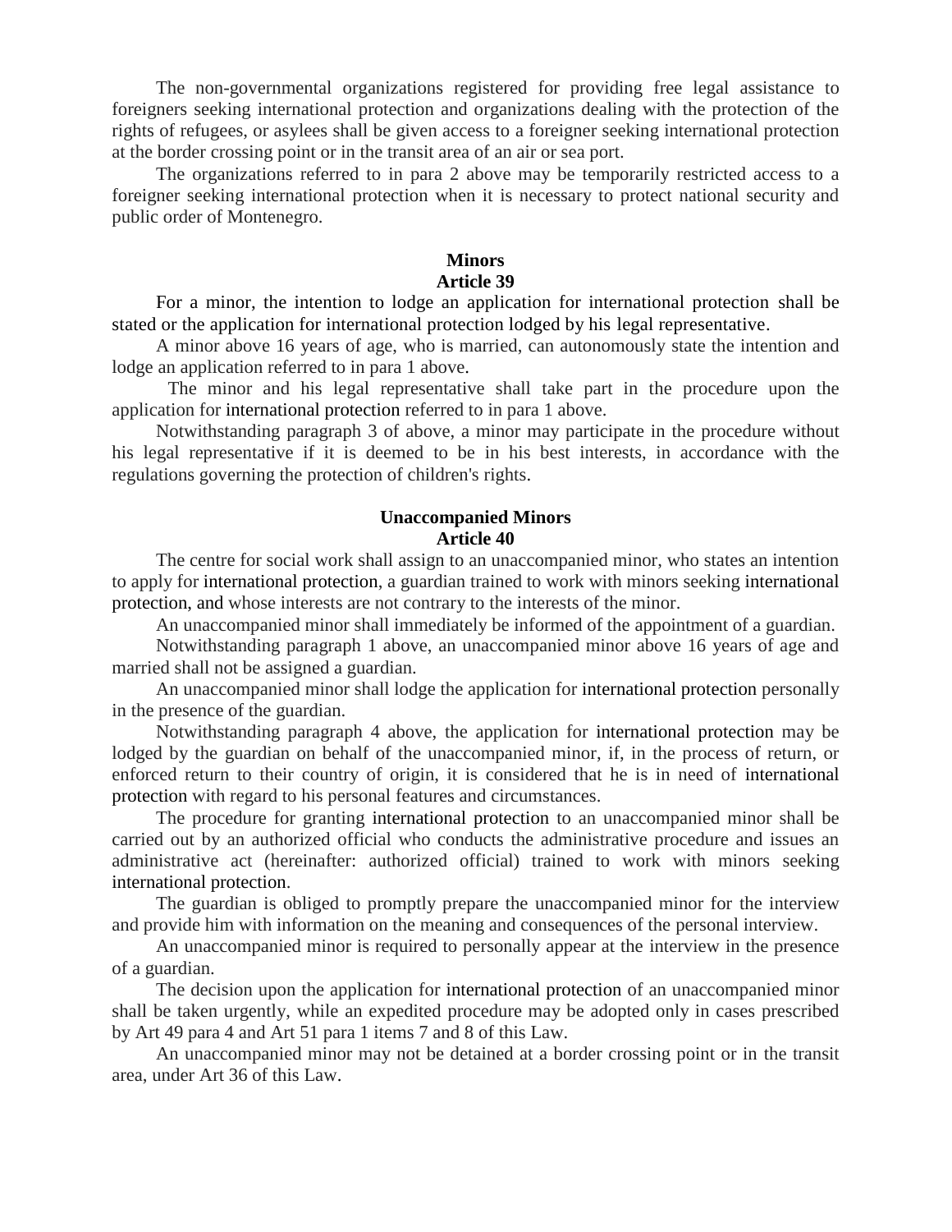The non-governmental organizations registered for providing free legal assistance to foreigners seeking international protection and organizations dealing with the protection of the rights of refugees, or asylees shall be given access to a foreigner seeking international protection at the border crossing point or in the transit area of an air or sea port.

The organizations referred to in para 2 above may be temporarily restricted access to a foreigner seeking international protection when it is necessary to protect national security and public order of Montenegro.

**Minors**
**Article 39**

For a minor, the intention to lodge an application for international protection shall be stated or the application for international protection lodged by his legal representative.

A minor above 16 years of age, who is married, can autonomously state the intention and lodge an application referred to in para 1 above.

The minor and his legal representative shall take part in the procedure upon the application for international protection referred to in para 1 above.

Notwithstanding paragraph 3 of above, a minor may participate in the procedure without his legal representative if it is deemed to be in his best interests, in accordance with the regulations governing the protection of children's rights.

**Unaccompanied Minors**
**Article 40**

The centre for social work shall assign to an unaccompanied minor, who states an intention to apply for international protection, a guardian trained to work with minors seeking international protection, and whose interests are not contrary to the interests of the minor.

An unaccompanied minor shall immediately be informed of the appointment of a guardian.

Notwithstanding paragraph 1 above, an unaccompanied minor above 16 years of age and married shall not be assigned a guardian.

An unaccompanied minor shall lodge the application for international protection personally in the presence of the guardian.

Notwithstanding paragraph 4 above, the application for international protection may be lodged by the guardian on behalf of the unaccompanied minor, if, in the process of return, or enforced return to their country of origin, it is considered that he is in need of international protection with regard to his personal features and circumstances.

The procedure for granting international protection to an unaccompanied minor shall be carried out by an authorized official who conducts the administrative procedure and issues an administrative act (hereinafter: authorized official) trained to work with minors seeking international protection.

The guardian is obliged to promptly prepare the unaccompanied minor for the interview and provide him with information on the meaning and consequences of the personal interview.

An unaccompanied minor is required to personally appear at the interview in the presence of a guardian.

The decision upon the application for international protection of an unaccompanied minor shall be taken urgently, while an expedited procedure may be adopted only in cases prescribed by Art 49 para 4 and Art 51 para 1 items 7 and 8 of this Law.

An unaccompanied minor may not be detained at a border crossing point or in the transit area, under Art 36 of this Law.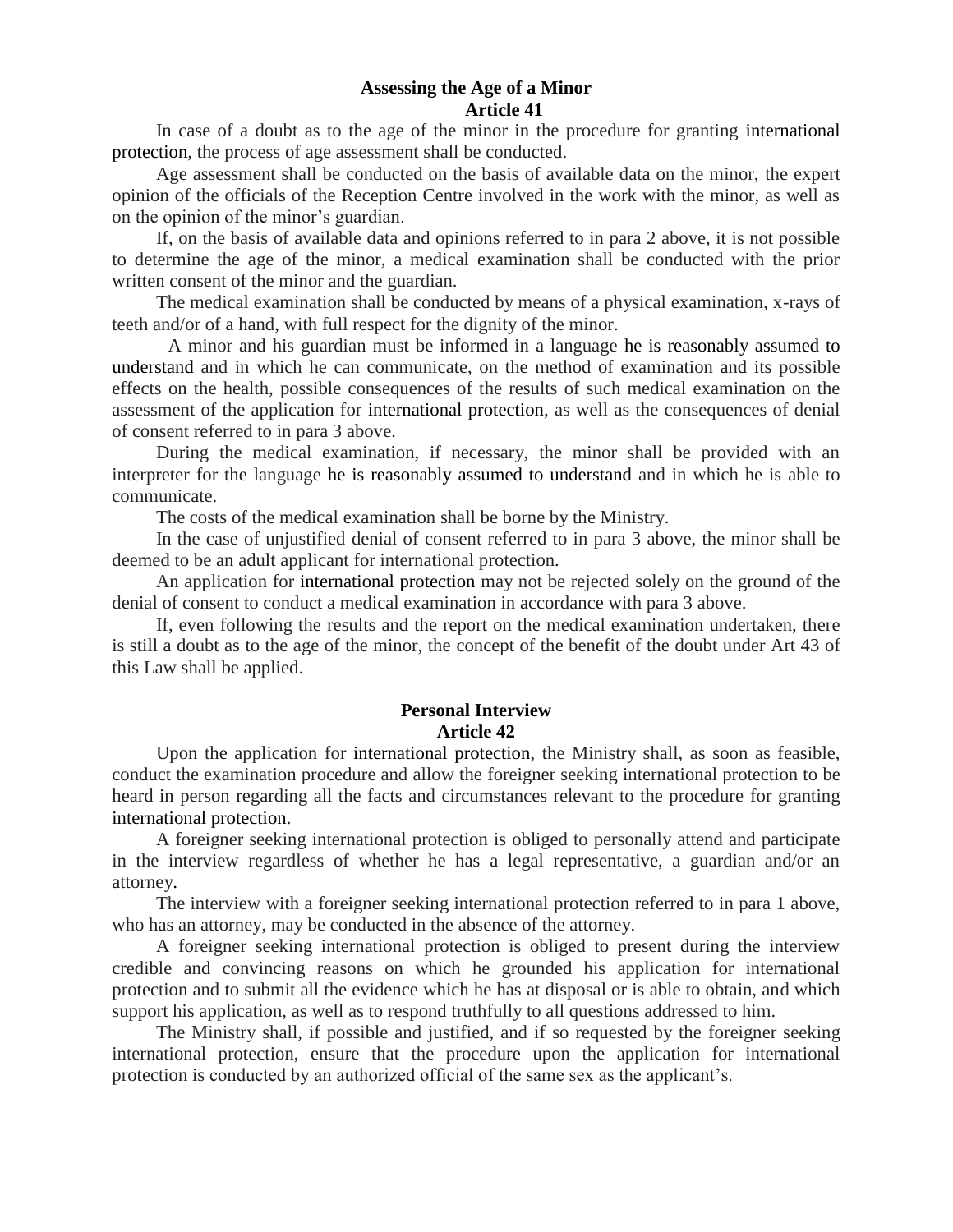## Assessing the Age of a Minor
## Article 41

In case of a doubt as to the age of the minor in the procedure for granting international protection, the process of age assessment shall be conducted.

Age assessment shall be conducted on the basis of available data on the minor, the expert opinion of the officials of the Reception Centre involved in the work with the minor, as well as on the opinion of the minor's guardian.

If, on the basis of available data and opinions referred to in para 2 above, it is not possible to determine the age of the minor, a medical examination shall be conducted with the prior written consent of the minor and the guardian.

The medical examination shall be conducted by means of a physical examination, x-rays of teeth and/or of a hand, with full respect for the dignity of the minor.

A minor and his guardian must be informed in a language he is reasonably assumed to understand and in which he can communicate, on the method of examination and its possible effects on the health, possible consequences of the results of such medical examination on the assessment of the application for international protection, as well as the consequences of denial of consent referred to in para 3 above.

During the medical examination, if necessary, the minor shall be provided with an interpreter for the language he is reasonably assumed to understand and in which he is able to communicate.

The costs of the medical examination shall be borne by the Ministry.

In the case of unjustified denial of consent referred to in para 3 above, the minor shall be deemed to be an adult applicant for international protection.

An application for international protection may not be rejected solely on the ground of the denial of consent to conduct a medical examination in accordance with para 3 above.

If, even following the results and the report on the medical examination undertaken, there is still a doubt as to the age of the minor, the concept of the benefit of the doubt under Art 43 of this Law shall be applied.

## Personal Interview
## Article 42

Upon the application for international protection, the Ministry shall, as soon as feasible, conduct the examination procedure and allow the foreigner seeking international protection to be heard in person regarding all the facts and circumstances relevant to the procedure for granting international protection.

A foreigner seeking international protection is obliged to personally attend and participate in the interview regardless of whether he has a legal representative, a guardian and/or an attorney.

The interview with a foreigner seeking international protection referred to in para 1 above, who has an attorney, may be conducted in the absence of the attorney.

A foreigner seeking international protection is obliged to present during the interview credible and convincing reasons on which he grounded his application for international protection and to submit all the evidence which he has at disposal or is able to obtain, and which support his application, as well as to respond truthfully to all questions addressed to him.

The Ministry shall, if possible and justified, and if so requested by the foreigner seeking international protection, ensure that the procedure upon the application for international protection is conducted by an authorized official of the same sex as the applicant's.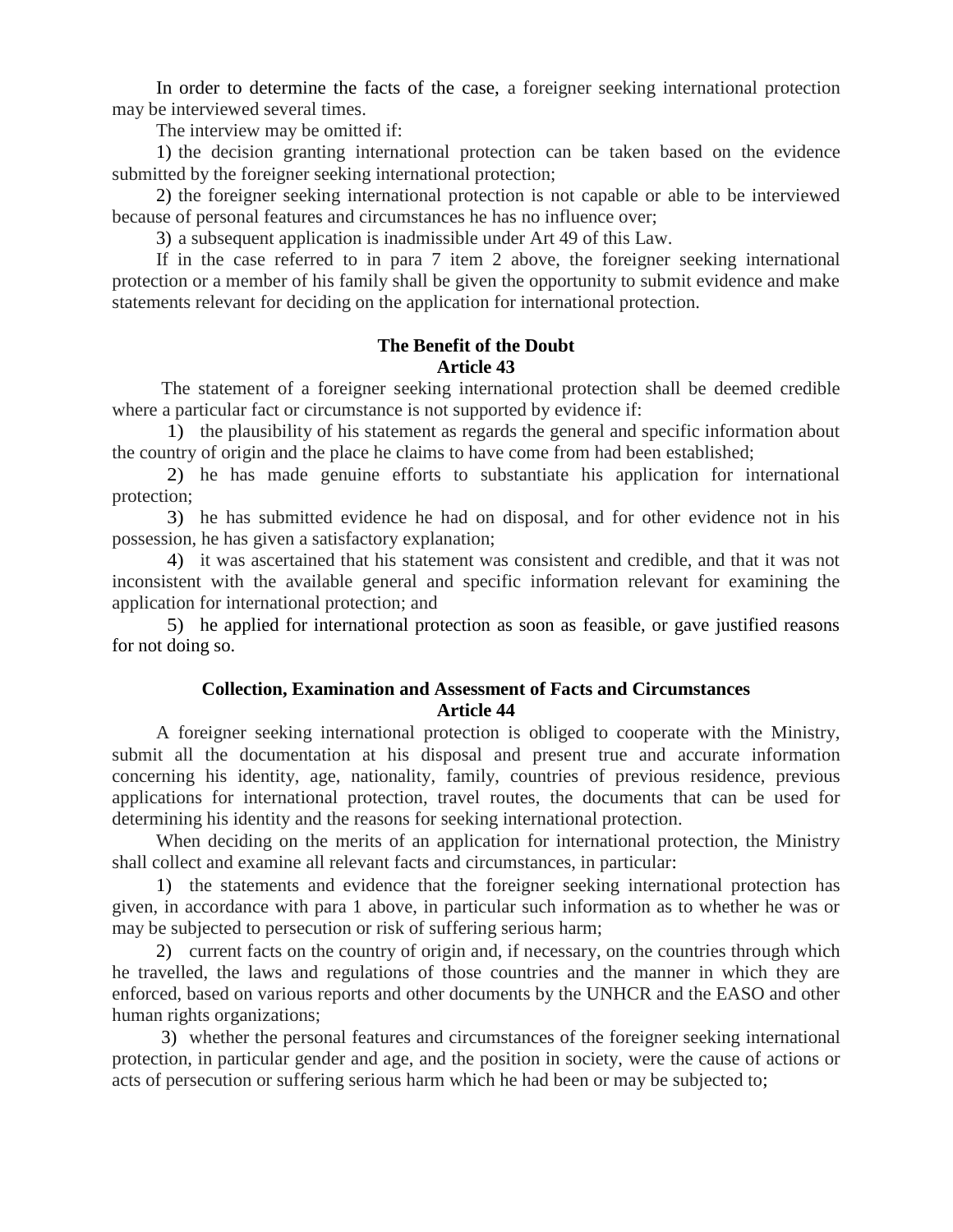In order to determine the facts of the case, a foreigner seeking international protection may be interviewed several times.

The interview may be omitted if:

1) the decision granting international protection can be taken based on the evidence submitted by the foreigner seeking international protection;

2) the foreigner seeking international protection is not capable or able to be interviewed because of personal features and circumstances he has no influence over;

3) a subsequent application is inadmissible under Art 49 of this Law.

If in the case referred to in para 7 item 2 above, the foreigner seeking international protection or a member of his family shall be given the opportunity to submit evidence and make statements relevant for deciding on the application for international protection.

**The Benefit of the Doubt**
**Article 43**

The statement of a foreigner seeking international protection shall be deemed credible where a particular fact or circumstance is not supported by evidence if:

1) the plausibility of his statement as regards the general and specific information about the country of origin and the place he claims to have come from had been established;

2) he has made genuine efforts to substantiate his application for international protection;

3) he has submitted evidence he had on disposal, and for other evidence not in his possession, he has given a satisfactory explanation;

4) it was ascertained that his statement was consistent and credible, and that it was not inconsistent with the available general and specific information relevant for examining the application for international protection; and

5) he applied for international protection as soon as feasible, or gave justified reasons for not doing so.

**Collection, Examination and Assessment of Facts and Circumstances**
**Article 44**

A foreigner seeking international protection is obliged to cooperate with the Ministry, submit all the documentation at his disposal and present true and accurate information concerning his identity, age, nationality, family, countries of previous residence, previous applications for international protection, travel routes, the documents that can be used for determining his identity and the reasons for seeking international protection.

When deciding on the merits of an application for international protection, the Ministry shall collect and examine all relevant facts and circumstances, in particular:

1) the statements and evidence that the foreigner seeking international protection has given, in accordance with para 1 above, in particular such information as to whether he was or may be subjected to persecution or risk of suffering serious harm;

2) current facts on the country of origin and, if necessary, on the countries through which he travelled, the laws and regulations of those countries and the manner in which they are enforced, based on various reports and other documents by the UNHCR and the EASO and other human rights organizations;

3) whether the personal features and circumstances of the foreigner seeking international protection, in particular gender and age, and the position in society, were the cause of actions or acts of persecution or suffering serious harm which he had been or may be subjected to;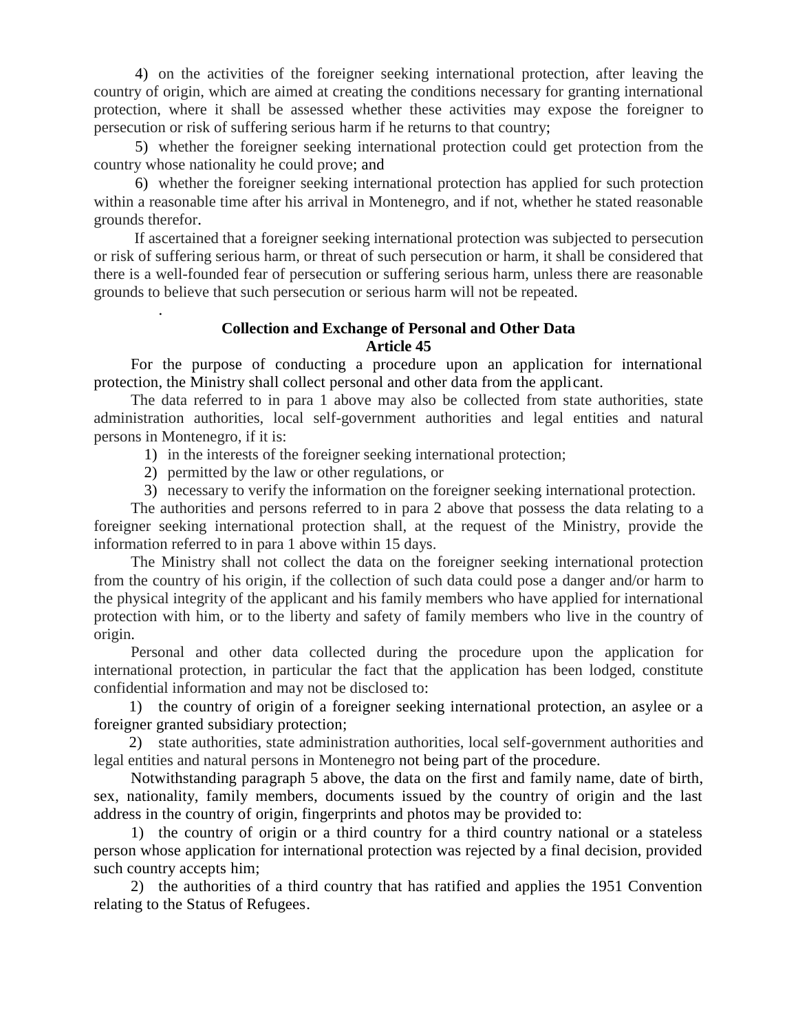4) on the activities of the foreigner seeking international protection, after leaving the country of origin, which are aimed at creating the conditions necessary for granting international protection, where it shall be assessed whether these activities may expose the foreigner to persecution or risk of suffering serious harm if he returns to that country;

5) whether the foreigner seeking international protection could get protection from the country whose nationality he could prove; and

6) whether the foreigner seeking international protection has applied for such protection within a reasonable time after his arrival in Montenegro, and if not, whether he stated reasonable grounds therefor.

If ascertained that a foreigner seeking international protection was subjected to persecution or risk of suffering serious harm, or threat of such persecution or harm, it shall be considered that there is a well-founded fear of persecution or suffering serious harm, unless there are reasonable grounds to believe that such persecution or serious harm will not be repeated.

**Collection and Exchange of Personal and Other Data**
**Article 45**

For the purpose of conducting a procedure upon an application for international protection, the Ministry shall collect personal and other data from the applicant.

The data referred to in para 1 above may also be collected from state authorities, state administration authorities, local self-government authorities and legal entities and natural persons in Montenegro, if it is:

1) in the interests of the foreigner seeking international protection;
2) permitted by the law or other regulations, or
3) necessary to verify the information on the foreigner seeking international protection.

The authorities and persons referred to in para 2 above that possess the data relating to a foreigner seeking international protection shall, at the request of the Ministry, provide the information referred to in para 1 above within 15 days.

The Ministry shall not collect the data on the foreigner seeking international protection from the country of his origin, if the collection of such data could pose a danger and/or harm to the physical integrity of the applicant and his family members who have applied for international protection with him, or to the liberty and safety of family members who live in the country of origin.

Personal and other data collected during the procedure upon the application for international protection, in particular the fact that the application has been lodged, constitute confidential information and may not be disclosed to:

1) the country of origin of a foreigner seeking international protection, an asylee or a foreigner granted subsidiary protection;

2) state authorities, state administration authorities, local self-government authorities and legal entities and natural persons in Montenegro not being part of the procedure.

Notwithstanding paragraph 5 above, the data on the first and family name, date of birth, sex, nationality, family members, documents issued by the country of origin and the last address in the country of origin, fingerprints and photos may be provided to:

1) the country of origin or a third country for a third country national or a stateless person whose application for international protection was rejected by a final decision, provided such country accepts him;

2) the authorities of a third country that has ratified and applies the 1951 Convention relating to the Status of Refugees.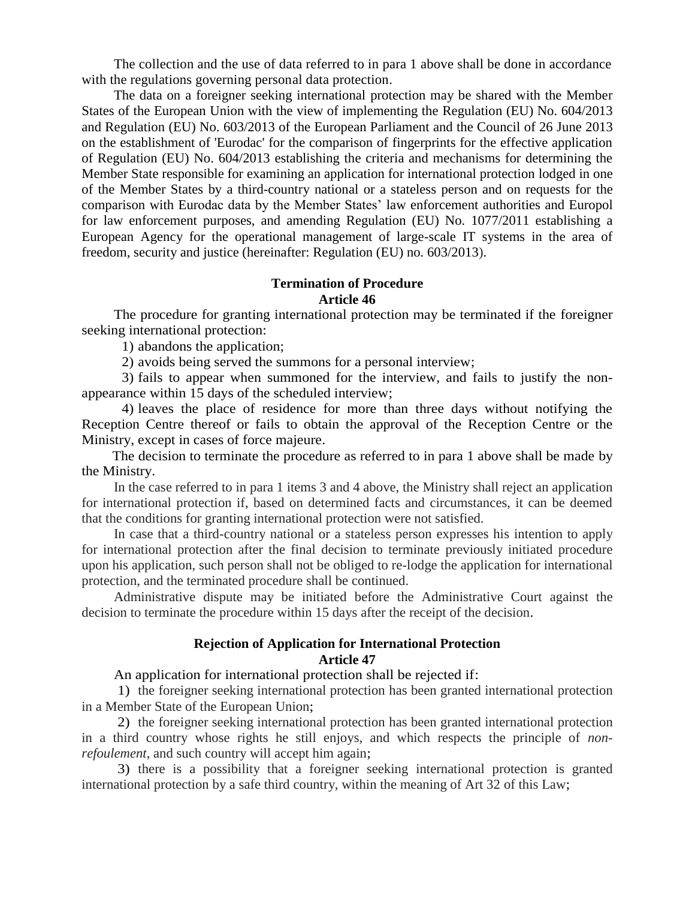The collection and the use of data referred to in para 1 above shall be done in accordance with the regulations governing personal data protection.

The data on a foreigner seeking international protection may be shared with the Member States of the European Union with the view of implementing the Regulation (EU) No. 604/2013 and Regulation (EU) No. 603/2013 of the European Parliament and the Council of 26 June 2013 on the establishment of 'Eurodac' for the comparison of fingerprints for the effective application of Regulation (EU) No. 604/2013 establishing the criteria and mechanisms for determining the Member State responsible for examining an application for international protection lodged in one of the Member States by a third-country national or a stateless person and on requests for the comparison with Eurodac data by the Member States' law enforcement authorities and Europol for law enforcement purposes, and amending Regulation (EU) No. 1077/2011 establishing a European Agency for the operational management of large-scale IT systems in the area of freedom, security and justice (hereinafter: Regulation (EU) no. 603/2013).

**Termination of Procedure**
**Article 46**

The procedure for granting international protection may be terminated if the foreigner seeking international protection:

1) abandons the application;

2) avoids being served the summons for a personal interview;

3) fails to appear when summoned for the interview, and fails to justify the non-appearance within 15 days of the scheduled interview;

4) leaves the place of residence for more than three days without notifying the Reception Centre thereof or fails to obtain the approval of the Reception Centre or the Ministry, except in cases of force majeure.

The decision to terminate the procedure as referred to in para 1 above shall be made by the Ministry.

In the case referred to in para 1 items 3 and 4 above, the Ministry shall reject an application for international protection if, based on determined facts and circumstances, it can be deemed that the conditions for granting international protection were not satisfied.

In case that a third-country national or a stateless person expresses his intention to apply for international protection after the final decision to terminate previously initiated procedure upon his application, such person shall not be obliged to re-lodge the application for international protection, and the terminated procedure shall be continued.

Administrative dispute may be initiated before the Administrative Court against the decision to terminate the procedure within 15 days after the receipt of the decision.

**Rejection of Application for International Protection**
**Article 47**

An application for international protection shall be rejected if:

1) the foreigner seeking international protection has been granted international protection in a Member State of the European Union;

2) the foreigner seeking international protection has been granted international protection in a third country whose rights he still enjoys, and which respects the principle of *non-refoulement*, and such country will accept him again;

3) there is a possibility that a foreigner seeking international protection is granted international protection by a safe third country, within the meaning of Art 32 of this Law;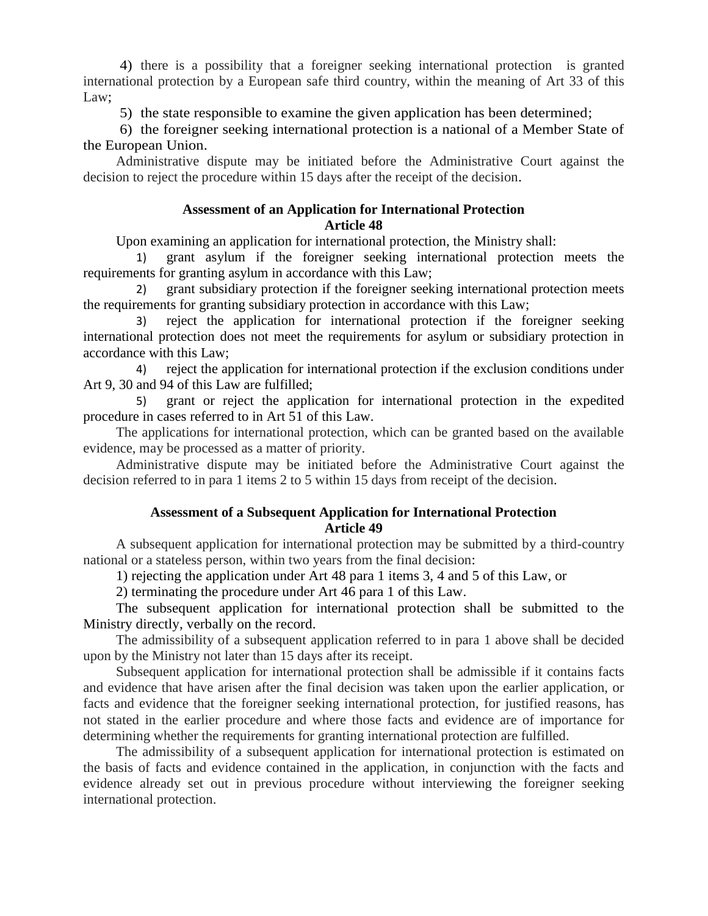4) there is a possibility that a foreigner seeking international protection is granted international protection by a European safe third country, within the meaning of Art 33 of this Law;

5) the state responsible to examine the given application has been determined;

6) the foreigner seeking international protection is a national of a Member State of the European Union.

Administrative dispute may be initiated before the Administrative Court against the decision to reject the procedure within 15 days after the receipt of the decision.

**Assessment of an Application for International Protection**
**Article 48**

Upon examining an application for international protection, the Ministry shall:

1) grant asylum if the foreigner seeking international protection meets the requirements for granting asylum in accordance with this Law;

2) grant subsidiary protection if the foreigner seeking international protection meets the requirements for granting subsidiary protection in accordance with this Law;

3) reject the application for international protection if the foreigner seeking international protection does not meet the requirements for asylum or subsidiary protection in accordance with this Law;

4) reject the application for international protection if the exclusion conditions under Art 9, 30 and 94 of this Law are fulfilled;

5) grant or reject the application for international protection in the expedited procedure in cases referred to in Art 51 of this Law.

The applications for international protection, which can be granted based on the available evidence, may be processed as a matter of priority.

Administrative dispute may be initiated before the Administrative Court against the decision referred to in para 1 items 2 to 5 within 15 days from receipt of the decision.

**Assessment of a Subsequent Application for International Protection**
**Article 49**

A subsequent application for international protection may be submitted by a third-country national or a stateless person, within two years from the final decision:

1) rejecting the application under Art 48 para 1 items 3, 4 and 5 of this Law, or

2) terminating the procedure under Art 46 para 1 of this Law.

The subsequent application for international protection shall be submitted to the Ministry directly, verbally on the record.

The admissibility of a subsequent application referred to in para 1 above shall be decided upon by the Ministry not later than 15 days after its receipt.

Subsequent application for international protection shall be admissible if it contains facts and evidence that have arisen after the final decision was taken upon the earlier application, or facts and evidence that the foreigner seeking international protection, for justified reasons, has not stated in the earlier procedure and where those facts and evidence are of importance for determining whether the requirements for granting international protection are fulfilled.

The admissibility of a subsequent application for international protection is estimated on the basis of facts and evidence contained in the application, in conjunction with the facts and evidence already set out in previous procedure without interviewing the foreigner seeking international protection.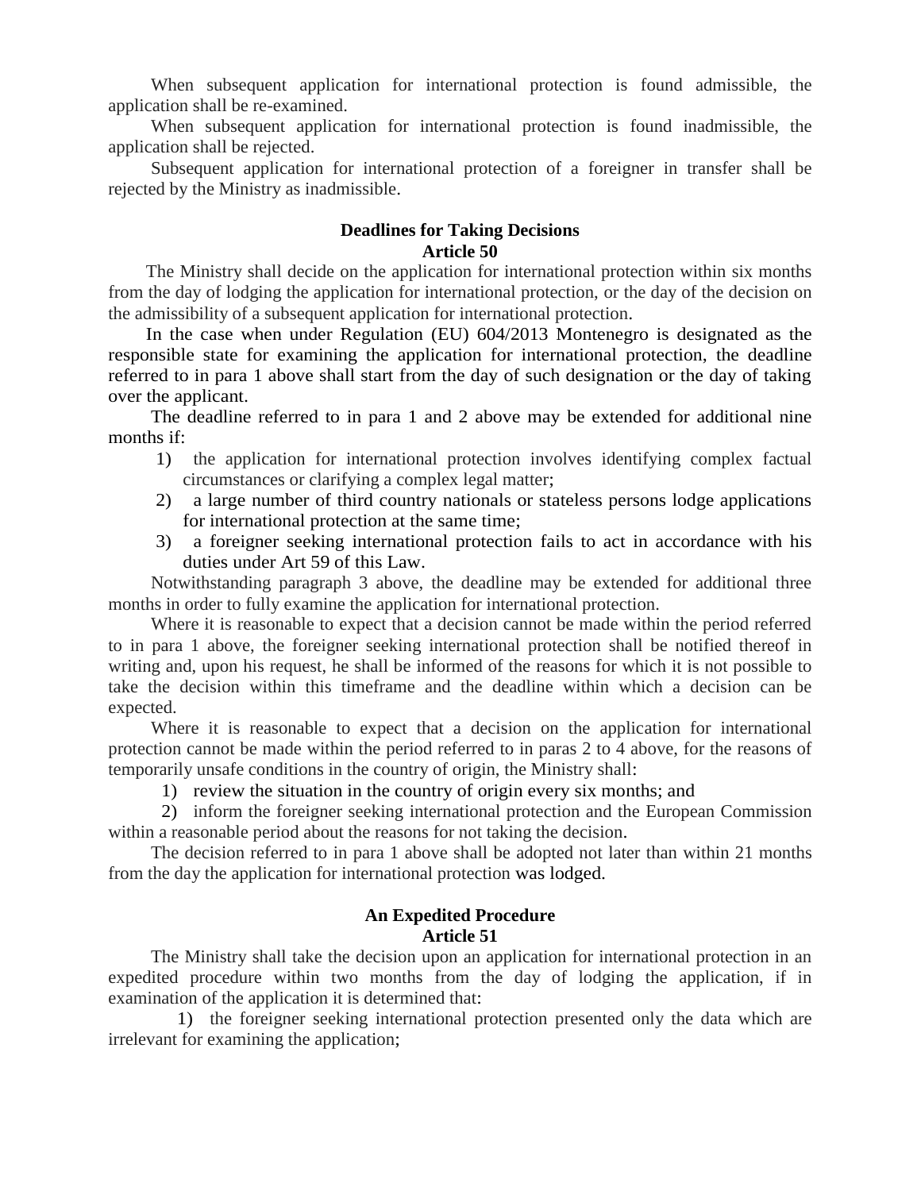When subsequent application for international protection is found admissible, the application shall be re-examined.

When subsequent application for international protection is found inadmissible, the application shall be rejected.

Subsequent application for international protection of a foreigner in transfer shall be rejected by the Ministry as inadmissible.

**Deadlines for Taking Decisions**
**Article 50**

The Ministry shall decide on the application for international protection within six months from the day of lodging the application for international protection, or the day of the decision on the admissibility of a subsequent application for international protection.

In the case when under Regulation (EU) 604/2013 Montenegro is designated as the responsible state for examining the application for international protection, the deadline referred to in para 1 above shall start from the day of such designation or the day of taking over the applicant.

The deadline referred to in para 1 and 2 above may be extended for additional nine months if:

1) the application for international protection involves identifying complex factual circumstances or clarifying a complex legal matter;
2) a large number of third country nationals or stateless persons lodge applications for international protection at the same time;
3) a foreigner seeking international protection fails to act in accordance with his duties under Art 59 of this Law.

Notwithstanding paragraph 3 above, the deadline may be extended for additional three months in order to fully examine the application for international protection.

Where it is reasonable to expect that a decision cannot be made within the period referred to in para 1 above, the foreigner seeking international protection shall be notified thereof in writing and, upon his request, he shall be informed of the reasons for which it is not possible to take the decision within this timeframe and the deadline within which a decision can be expected.

Where it is reasonable to expect that a decision on the application for international protection cannot be made within the period referred to in paras 2 to 4 above, for the reasons of temporarily unsafe conditions in the country of origin, the Ministry shall:

1) review the situation in the country of origin every six months; and
2) inform the foreigner seeking international protection and the European Commission within a reasonable period about the reasons for not taking the decision.

The decision referred to in para 1 above shall be adopted not later than within 21 months from the day the application for international protection was lodged.

**An Expedited Procedure**
**Article 51**

The Ministry shall take the decision upon an application for international protection in an expedited procedure within two months from the day of lodging the application, if in examination of the application it is determined that:

1) the foreigner seeking international protection presented only the data which are irrelevant for examining the application;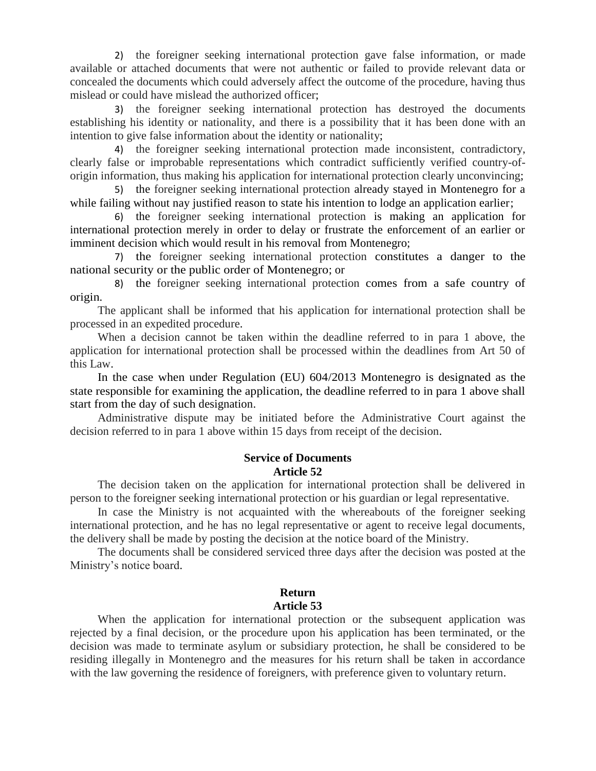2) the foreigner seeking international protection gave false information, or made available or attached documents that were not authentic or failed to provide relevant data or concealed the documents which could adversely affect the outcome of the procedure, having thus mislead or could have mislead the authorized officer;

3) the foreigner seeking international protection has destroyed the documents establishing his identity or nationality, and there is a possibility that it has been done with an intention to give false information about the identity or nationality;

4) the foreigner seeking international protection made inconsistent, contradictory, clearly false or improbable representations which contradict sufficiently verified country-of-origin information, thus making his application for international protection clearly unconvincing;

5) the foreigner seeking international protection already stayed in Montenegro for a while failing without nay justified reason to state his intention to lodge an application earlier;

6) the foreigner seeking international protection is making an application for international protection merely in order to delay or frustrate the enforcement of an earlier or imminent decision which would result in his removal from Montenegro;

7) the foreigner seeking international protection constitutes a danger to the national security or the public order of Montenegro; or

8) the foreigner seeking international protection comes from a safe country of origin.

The applicant shall be informed that his application for international protection shall be processed in an expedited procedure.

When a decision cannot be taken within the deadline referred to in para 1 above, the application for international protection shall be processed within the deadlines from Art 50 of this Law.

In the case when under Regulation (EU) 604/2013 Montenegro is designated as the state responsible for examining the application, the deadline referred to in para 1 above shall start from the day of such designation.

Administrative dispute may be initiated before the Administrative Court against the decision referred to in para 1 above within 15 days from receipt of the decision.

**Service of Documents**
**Article 52**

The decision taken on the application for international protection shall be delivered in person to the foreigner seeking international protection or his guardian or legal representative.

In case the Ministry is not acquainted with the whereabouts of the foreigner seeking international protection, and he has no legal representative or agent to receive legal documents, the delivery shall be made by posting the decision at the notice board of the Ministry.

The documents shall be considered serviced three days after the decision was posted at the Ministry's notice board.

**Return**
**Article 53**

When the application for international protection or the subsequent application was rejected by a final decision, or the procedure upon his application has been terminated, or the decision was made to terminate asylum or subsidiary protection, he shall be considered to be residing illegally in Montenegro and the measures for his return shall be taken in accordance with the law governing the residence of foreigners, with preference given to voluntary return.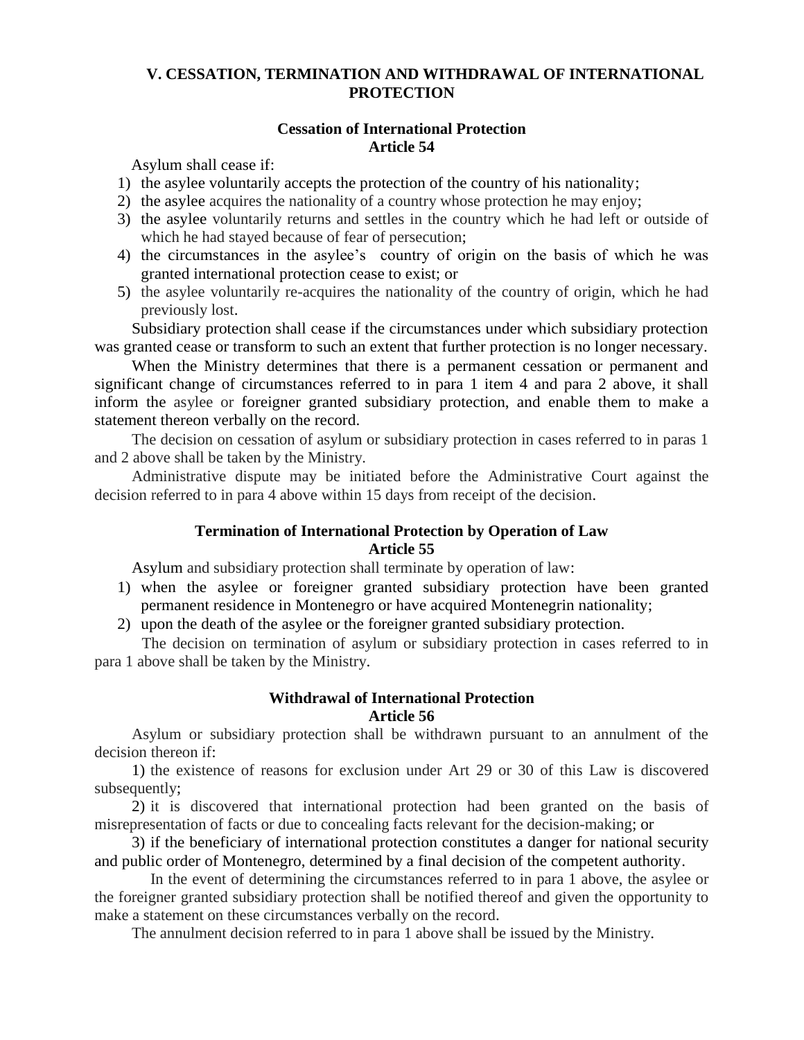## V. CESSATION, TERMINATION AND WITHDRAWAL OF INTERNATIONAL PROTECTION

### Cessation of International Protection
### Article 54

Asylum shall cease if:

1) the asylee voluntarily accepts the protection of the country of his nationality;
2) the asylee acquires the nationality of a country whose protection he may enjoy;
3) the asylee voluntarily returns and settles in the country which he had left or outside of which he had stayed because of fear of persecution;
4) the circumstances in the asylee's country of origin on the basis of which he was granted international protection cease to exist; or
5) the asylee voluntarily re-acquires the nationality of the country of origin, which he had previously lost.

Subsidiary protection shall cease if the circumstances under which subsidiary protection was granted cease or transform to such an extent that further protection is no longer necessary.

When the Ministry determines that there is a permanent cessation or permanent and significant change of circumstances referred to in para 1 item 4 and para 2 above, it shall inform the asylee or foreigner granted subsidiary protection, and enable them to make a statement thereon verbally on the record.

The decision on cessation of asylum or subsidiary protection in cases referred to in paras 1 and 2 above shall be taken by the Ministry.

Administrative dispute may be initiated before the Administrative Court against the decision referred to in para 4 above within 15 days from receipt of the decision.

### Termination of International Protection by Operation of Law
### Article 55

Asylum and subsidiary protection shall terminate by operation of law:

1) when the asylee or foreigner granted subsidiary protection have been granted permanent residence in Montenegro or have acquired Montenegrin nationality;
2) upon the death of the asylee or the foreigner granted subsidiary protection.

The decision on termination of asylum or subsidiary protection in cases referred to in para 1 above shall be taken by the Ministry.

### Withdrawal of International Protection
### Article 56

Asylum or subsidiary protection shall be withdrawn pursuant to an annulment of the decision thereon if:

1) the existence of reasons for exclusion under Art 29 or 30 of this Law is discovered subsequently;

2) it is discovered that international protection had been granted on the basis of misrepresentation of facts or due to concealing facts relevant for the decision-making; or

3) if the beneficiary of international protection constitutes a danger for national security and public order of Montenegro, determined by a final decision of the competent authority.

In the event of determining the circumstances referred to in para 1 above, the asylee or the foreigner granted subsidiary protection shall be notified thereof and given the opportunity to make a statement on these circumstances verbally on the record.

The annulment decision referred to in para 1 above shall be issued by the Ministry.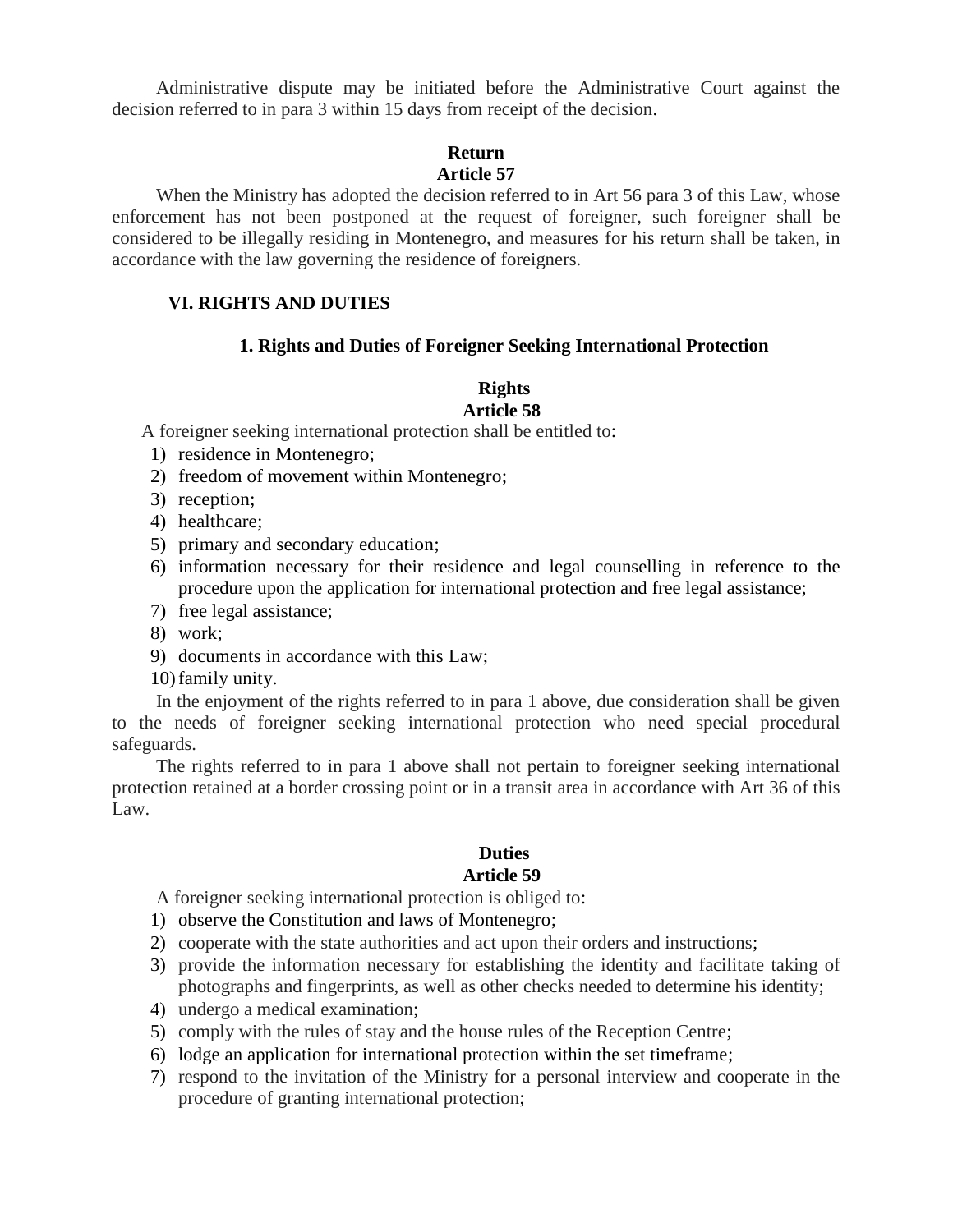Administrative dispute may be initiated before the Administrative Court against the decision referred to in para 3 within 15 days from receipt of the decision.

**Return**
**Article 57**

When the Ministry has adopted the decision referred to in Art 56 para 3 of this Law, whose enforcement has not been postponed at the request of foreigner, such foreigner shall be considered to be illegally residing in Montenegro, and measures for his return shall be taken, in accordance with the law governing the residence of foreigners.

## VI. RIGHTS AND DUTIES

### 1. Rights and Duties of Foreigner Seeking International Protection

**Rights**
**Article 58**

A foreigner seeking international protection shall be entitled to:

1) residence in Montenegro;
2) freedom of movement within Montenegro;
3) reception;
4) healthcare;
5) primary and secondary education;
6) information necessary for their residence and legal counselling in reference to the procedure upon the application for international protection and free legal assistance;
7) free legal assistance;
8) work;
9) documents in accordance with this Law;
10) family unity.

In the enjoyment of the rights referred to in para 1 above, due consideration shall be given to the needs of foreigner seeking international protection who need special procedural safeguards.

The rights referred to in para 1 above shall not pertain to foreigner seeking international protection retained at a border crossing point or in a transit area in accordance with Art 36 of this Law.

**Duties**
**Article 59**

A foreigner seeking international protection is obliged to:

1) observe the Constitution and laws of Montenegro;
2) cooperate with the state authorities and act upon their orders and instructions;
3) provide the information necessary for establishing the identity and facilitate taking of photographs and fingerprints, as well as other checks needed to determine his identity;
4) undergo a medical examination;
5) comply with the rules of stay and the house rules of the Reception Centre;
6) lodge an application for international protection within the set timeframe;
7) respond to the invitation of the Ministry for a personal interview and cooperate in the procedure of granting international protection;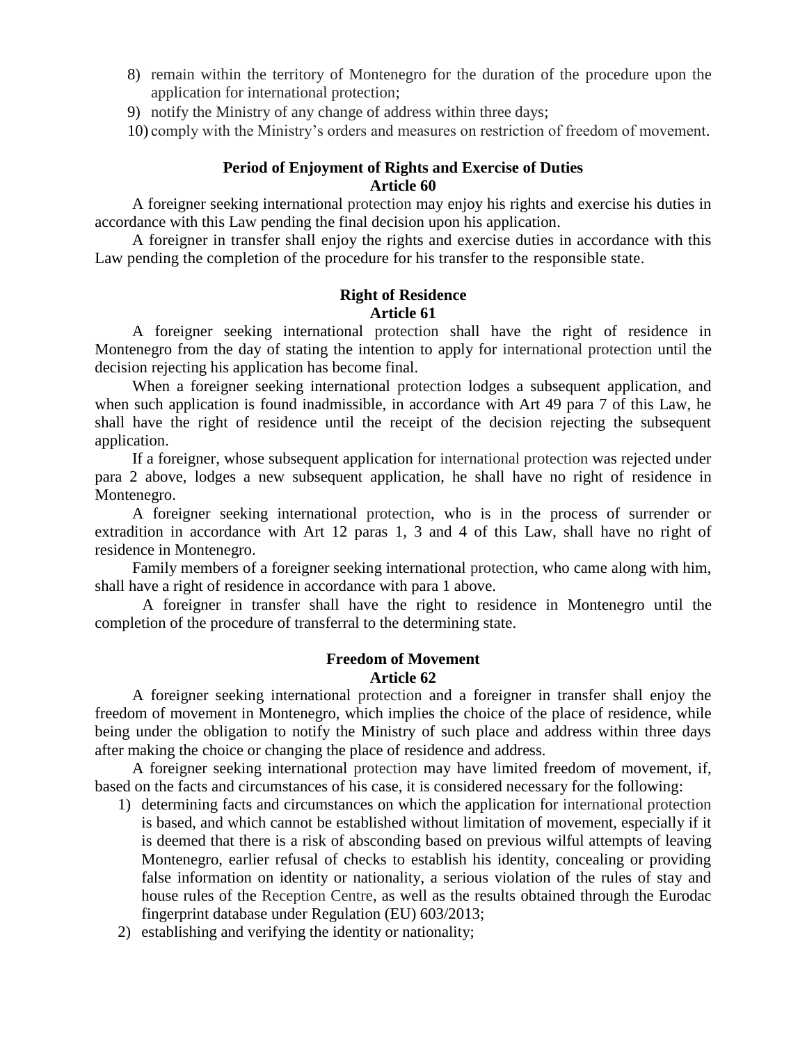8) remain within the territory of Montenegro for the duration of the procedure upon the application for international protection;
9) notify the Ministry of any change of address within three days;
10) comply with the Ministry's orders and measures on restriction of freedom of movement.

**Period of Enjoyment of Rights and Exercise of Duties**
**Article 60**

A foreigner seeking international protection may enjoy his rights and exercise his duties in accordance with this Law pending the final decision upon his application.

A foreigner in transfer shall enjoy the rights and exercise duties in accordance with this Law pending the completion of the procedure for his transfer to the responsible state.

**Right of Residence**
**Article 61**

A foreigner seeking international protection shall have the right of residence in Montenegro from the day of stating the intention to apply for international protection until the decision rejecting his application has become final.

When a foreigner seeking international protection lodges a subsequent application, and when such application is found inadmissible, in accordance with Art 49 para 7 of this Law, he shall have the right of residence until the receipt of the decision rejecting the subsequent application.

If a foreigner, whose subsequent application for international protection was rejected under para 2 above, lodges a new subsequent application, he shall have no right of residence in Montenegro.

A foreigner seeking international protection, who is in the process of surrender or extradition in accordance with Art 12 paras 1, 3 and 4 of this Law, shall have no right of residence in Montenegro.

Family members of a foreigner seeking international protection, who came along with him, shall have a right of residence in accordance with para 1 above.

A foreigner in transfer shall have the right to residence in Montenegro until the completion of the procedure of transferral to the determining state.

**Freedom of Movement**
**Article 62**

A foreigner seeking international protection and a foreigner in transfer shall enjoy the freedom of movement in Montenegro, which implies the choice of the place of residence, while being under the obligation to notify the Ministry of such place and address within three days after making the choice or changing the place of residence and address.

A foreigner seeking international protection may have limited freedom of movement, if, based on the facts and circumstances of his case, it is considered necessary for the following:

1) determining facts and circumstances on which the application for international protection is based, and which cannot be established without limitation of movement, especially if it is deemed that there is a risk of absconding based on previous wilful attempts of leaving Montenegro, earlier refusal of checks to establish his identity, concealing or providing false information on identity or nationality, a serious violation of the rules of stay and house rules of the Reception Centre, as well as the results obtained through the Eurodac fingerprint database under Regulation (EU) 603/2013;
2) establishing and verifying the identity or nationality;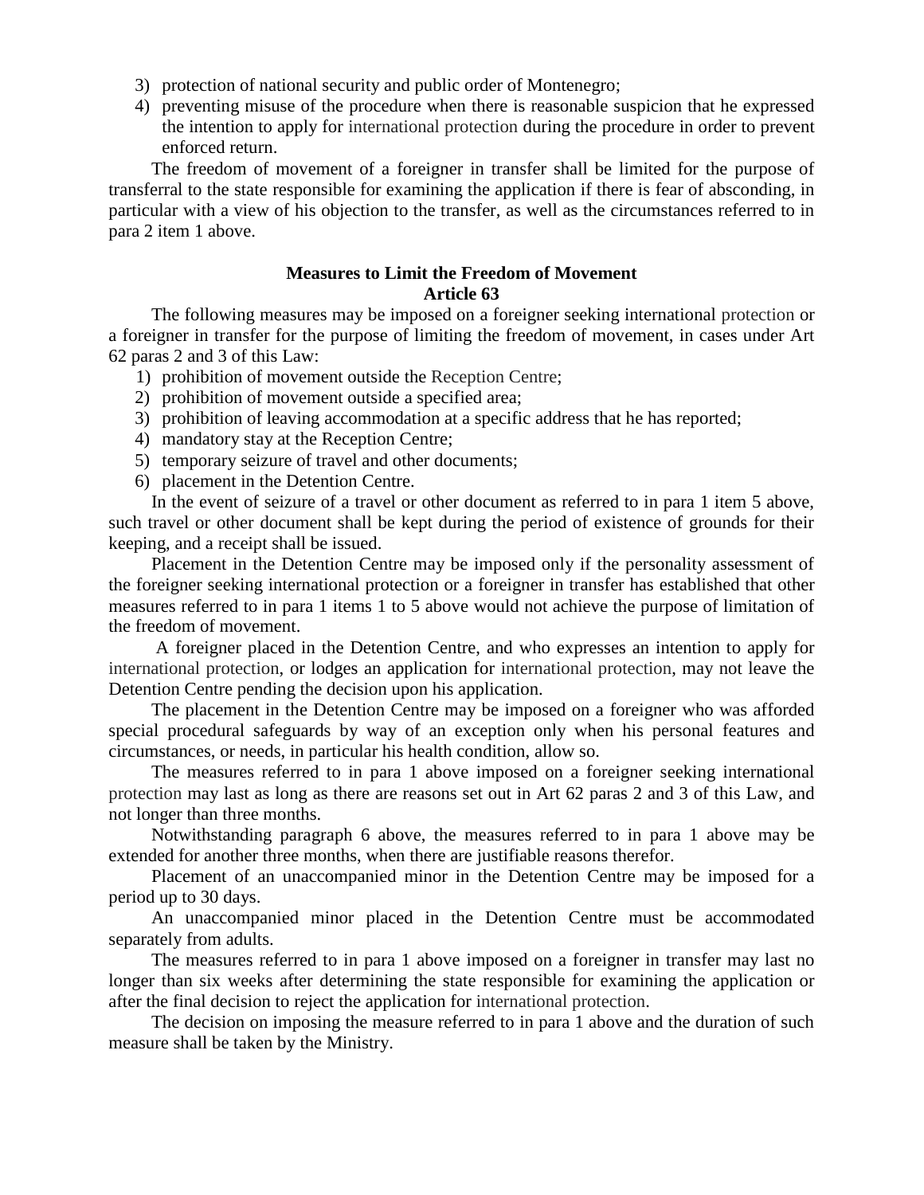3) protection of national security and public order of Montenegro;
4) preventing misuse of the procedure when there is reasonable suspicion that he expressed the intention to apply for international protection during the procedure in order to prevent enforced return.

The freedom of movement of a foreigner in transfer shall be limited for the purpose of transferral to the state responsible for examining the application if there is fear of absconding, in particular with a view of his objection to the transfer, as well as the circumstances referred to in para 2 item 1 above.

**Measures to Limit the Freedom of Movement**
**Article 63**

The following measures may be imposed on a foreigner seeking international protection or a foreigner in transfer for the purpose of limiting the freedom of movement, in cases under Art 62 paras 2 and 3 of this Law:

1) prohibition of movement outside the Reception Centre;
2) prohibition of movement outside a specified area;
3) prohibition of leaving accommodation at a specific address that he has reported;
4) mandatory stay at the Reception Centre;
5) temporary seizure of travel and other documents;
6) placement in the Detention Centre.

In the event of seizure of a travel or other document as referred to in para 1 item 5 above, such travel or other document shall be kept during the period of existence of grounds for their keeping, and a receipt shall be issued.

Placement in the Detention Centre may be imposed only if the personality assessment of the foreigner seeking international protection or a foreigner in transfer has established that other measures referred to in para 1 items 1 to 5 above would not achieve the purpose of limitation of the freedom of movement.

A foreigner placed in the Detention Centre, and who expresses an intention to apply for international protection, or lodges an application for international protection, may not leave the Detention Centre pending the decision upon his application.

The placement in the Detention Centre may be imposed on a foreigner who was afforded special procedural safeguards by way of an exception only when his personal features and circumstances, or needs, in particular his health condition, allow so.

The measures referred to in para 1 above imposed on a foreigner seeking international protection may last as long as there are reasons set out in Art 62 paras 2 and 3 of this Law, and not longer than three months.

Notwithstanding paragraph 6 above, the measures referred to in para 1 above may be extended for another three months, when there are justifiable reasons therefor.

Placement of an unaccompanied minor in the Detention Centre may be imposed for a period up to 30 days.

An unaccompanied minor placed in the Detention Centre must be accommodated separately from adults.

The measures referred to in para 1 above imposed on a foreigner in transfer may last no longer than six weeks after determining the state responsible for examining the application or after the final decision to reject the application for international protection.

The decision on imposing the measure referred to in para 1 above and the duration of such measure shall be taken by the Ministry.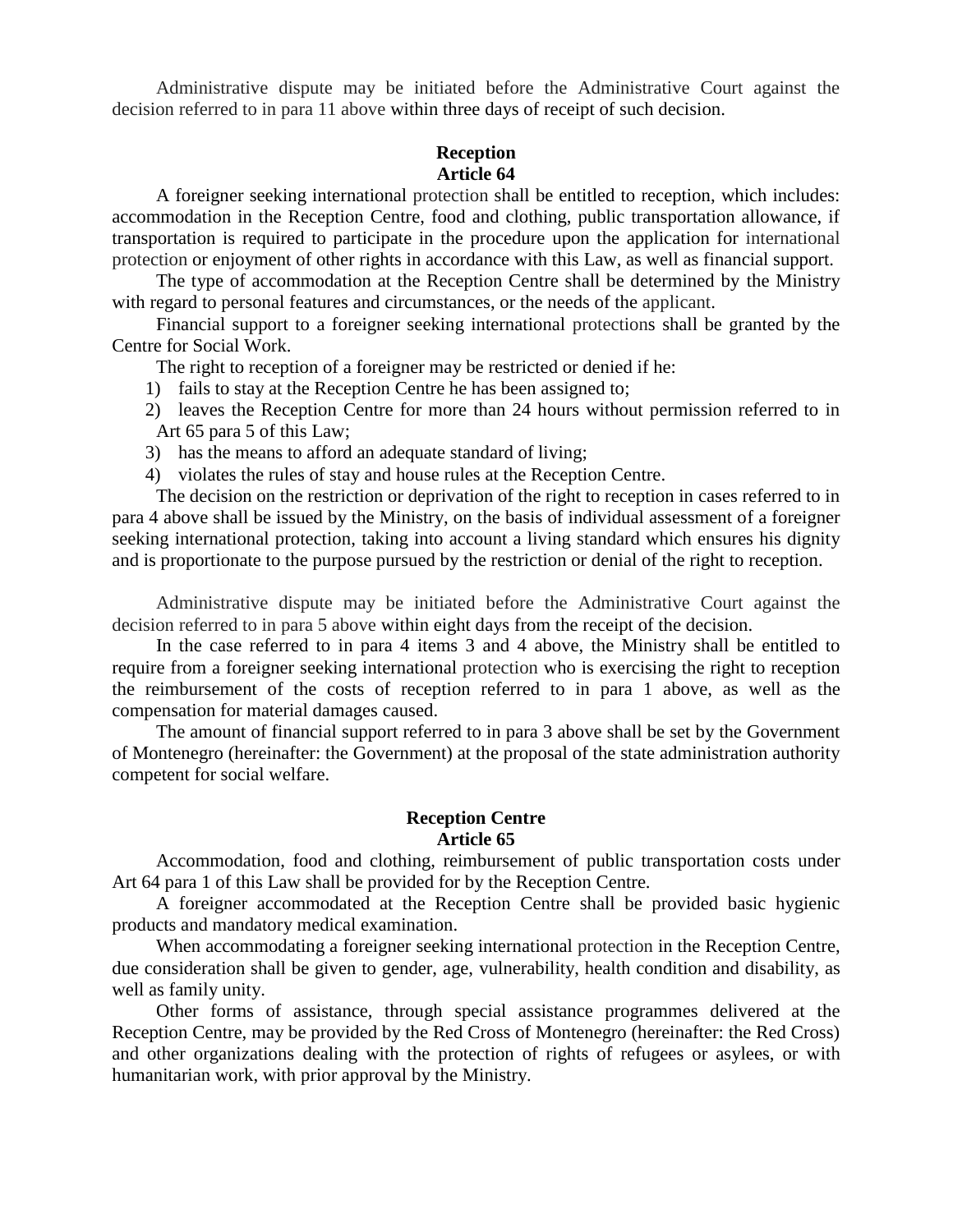Administrative dispute may be initiated before the Administrative Court against the decision referred to in para 11 above within three days of receipt of such decision.

### Reception
### Article 64

A foreigner seeking international protection shall be entitled to reception, which includes: accommodation in the Reception Centre, food and clothing, public transportation allowance, if transportation is required to participate in the procedure upon the application for international protection or enjoyment of other rights in accordance with this Law, as well as financial support.

The type of accommodation at the Reception Centre shall be determined by the Ministry with regard to personal features and circumstances, or the needs of the applicant.

Financial support to a foreigner seeking international protections shall be granted by the Centre for Social Work.

The right to reception of a foreigner may be restricted or denied if he:

1) fails to stay at the Reception Centre he has been assigned to;
2) leaves the Reception Centre for more than 24 hours without permission referred to in Art 65 para 5 of this Law;
3) has the means to afford an adequate standard of living;
4) violates the rules of stay and house rules at the Reception Centre.

The decision on the restriction or deprivation of the right to reception in cases referred to in para 4 above shall be issued by the Ministry, on the basis of individual assessment of a foreigner seeking international protection, taking into account a living standard which ensures his dignity and is proportionate to the purpose pursued by the restriction or denial of the right to reception.

Administrative dispute may be initiated before the Administrative Court against the decision referred to in para 5 above within eight days from the receipt of the decision.

In the case referred to in para 4 items 3 and 4 above, the Ministry shall be entitled to require from a foreigner seeking international protection who is exercising the right to reception the reimbursement of the costs of reception referred to in para 1 above, as well as the compensation for material damages caused.

The amount of financial support referred to in para 3 above shall be set by the Government of Montenegro (hereinafter: the Government) at the proposal of the state administration authority competent for social welfare.

### Reception Centre
### Article 65

Accommodation, food and clothing, reimbursement of public transportation costs under Art 64 para 1 of this Law shall be provided for by the Reception Centre.

A foreigner accommodated at the Reception Centre shall be provided basic hygienic products and mandatory medical examination.

When accommodating a foreigner seeking international protection in the Reception Centre, due consideration shall be given to gender, age, vulnerability, health condition and disability, as well as family unity.

Other forms of assistance, through special assistance programmes delivered at the Reception Centre, may be provided by the Red Cross of Montenegro (hereinafter: the Red Cross) and other organizations dealing with the protection of rights of refugees or asylees, or with humanitarian work, with prior approval by the Ministry.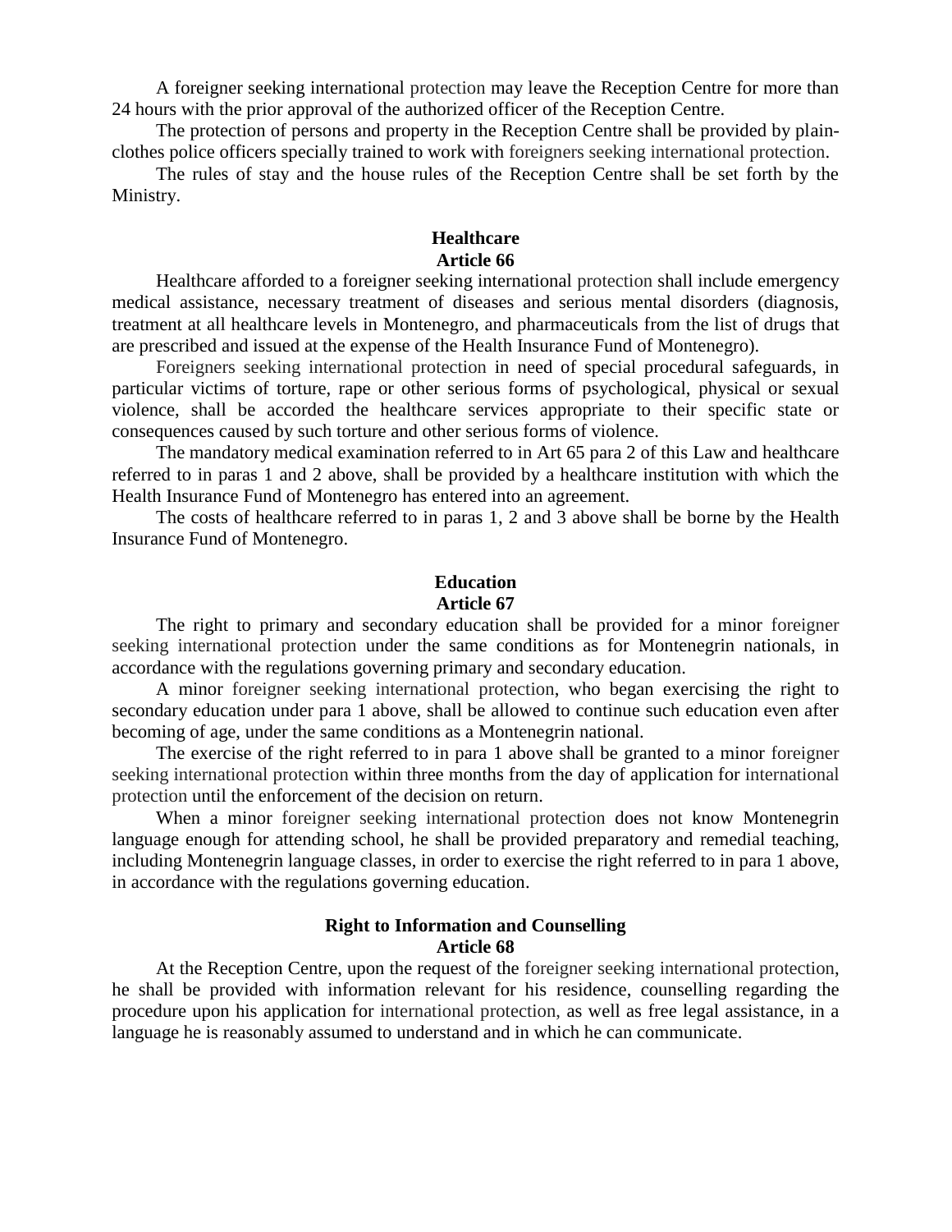A foreigner seeking international protection may leave the Reception Centre for more than 24 hours with the prior approval of the authorized officer of the Reception Centre.

The protection of persons and property in the Reception Centre shall be provided by plain-clothes police officers specially trained to work with foreigners seeking international protection.

The rules of stay and the house rules of the Reception Centre shall be set forth by the Ministry.

**Healthcare**
**Article 66**

Healthcare afforded to a foreigner seeking international protection shall include emergency medical assistance, necessary treatment of diseases and serious mental disorders (diagnosis, treatment at all healthcare levels in Montenegro, and pharmaceuticals from the list of drugs that are prescribed and issued at the expense of the Health Insurance Fund of Montenegro).

Foreigners seeking international protection in need of special procedural safeguards, in particular victims of torture, rape or other serious forms of psychological, physical or sexual violence, shall be accorded the healthcare services appropriate to their specific state or consequences caused by such torture and other serious forms of violence.

The mandatory medical examination referred to in Art 65 para 2 of this Law and healthcare referred to in paras 1 and 2 above, shall be provided by a healthcare institution with which the Health Insurance Fund of Montenegro has entered into an agreement.

The costs of healthcare referred to in paras 1, 2 and 3 above shall be borne by the Health Insurance Fund of Montenegro.

**Education**
**Article 67**

The right to primary and secondary education shall be provided for a minor foreigner seeking international protection under the same conditions as for Montenegrin nationals, in accordance with the regulations governing primary and secondary education.

A minor foreigner seeking international protection, who began exercising the right to secondary education under para 1 above, shall be allowed to continue such education even after becoming of age, under the same conditions as a Montenegrin national.

The exercise of the right referred to in para 1 above shall be granted to a minor foreigner seeking international protection within three months from the day of application for international protection until the enforcement of the decision on return.

When a minor foreigner seeking international protection does not know Montenegrin language enough for attending school, he shall be provided preparatory and remedial teaching, including Montenegrin language classes, in order to exercise the right referred to in para 1 above, in accordance with the regulations governing education.

**Right to Information and Counselling**
**Article 68**

At the Reception Centre, upon the request of the foreigner seeking international protection, he shall be provided with information relevant for his residence, counselling regarding the procedure upon his application for international protection, as well as free legal assistance, in a language he is reasonably assumed to understand and in which he can communicate.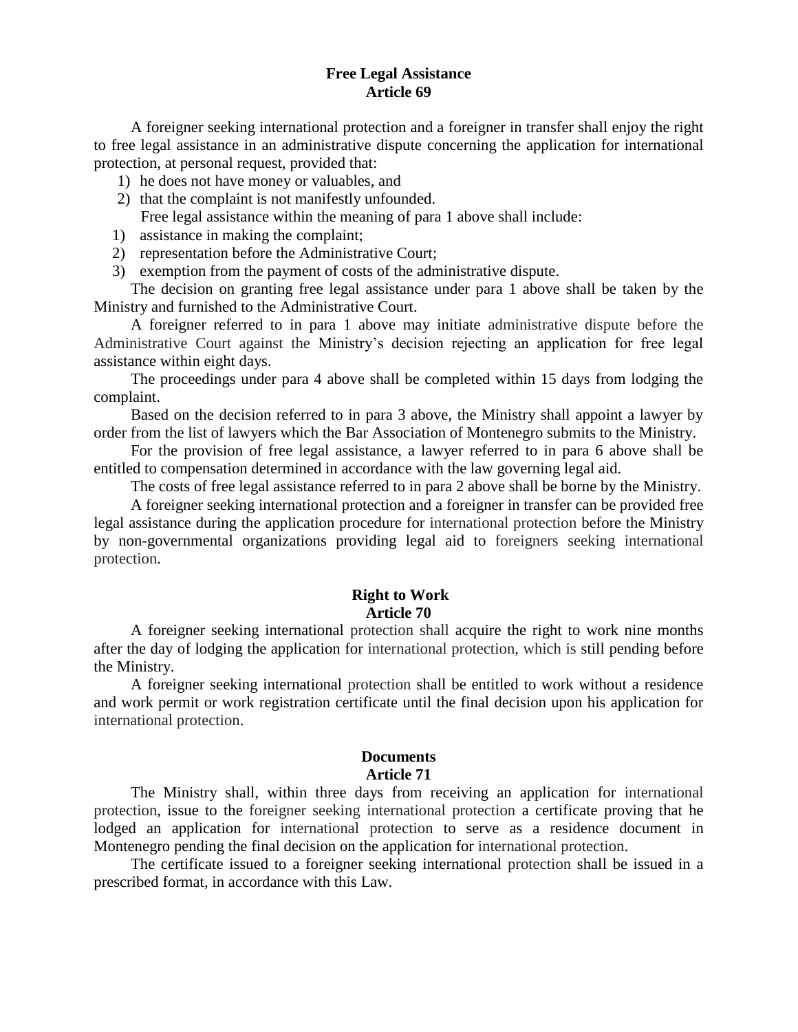**Free Legal Assistance**
**Article 69**

A foreigner seeking international protection and a foreigner in transfer shall enjoy the right to free legal assistance in an administrative dispute concerning the application for international protection, at personal request, provided that:

1) he does not have money or valuables, and
2) that the complaint is not manifestly unfounded.

Free legal assistance within the meaning of para 1 above shall include:

1) assistance in making the complaint;
2) representation before the Administrative Court;
3) exemption from the payment of costs of the administrative dispute.

The decision on granting free legal assistance under para 1 above shall be taken by the Ministry and furnished to the Administrative Court.

A foreigner referred to in para 1 above may initiate administrative dispute before the Administrative Court against the Ministry's decision rejecting an application for free legal assistance within eight days.

The proceedings under para 4 above shall be completed within 15 days from lodging the complaint.

Based on the decision referred to in para 3 above, the Ministry shall appoint a lawyer by order from the list of lawyers which the Bar Association of Montenegro submits to the Ministry.

For the provision of free legal assistance, a lawyer referred to in para 6 above shall be entitled to compensation determined in accordance with the law governing legal aid.

The costs of free legal assistance referred to in para 2 above shall be borne by the Ministry.

A foreigner seeking international protection and a foreigner in transfer can be provided free legal assistance during the application procedure for international protection before the Ministry by non-governmental organizations providing legal aid to foreigners seeking international protection.

**Right to Work**
**Article 70**

A foreigner seeking international protection shall acquire the right to work nine months after the day of lodging the application for international protection, which is still pending before the Ministry.

A foreigner seeking international protection shall be entitled to work without a residence and work permit or work registration certificate until the final decision upon his application for international protection.

**Documents**
**Article 71**

The Ministry shall, within three days from receiving an application for international protection, issue to the foreigner seeking international protection a certificate proving that he lodged an application for international protection to serve as a residence document in Montenegro pending the final decision on the application for international protection.

The certificate issued to a foreigner seeking international protection shall be issued in a prescribed format, in accordance with this Law.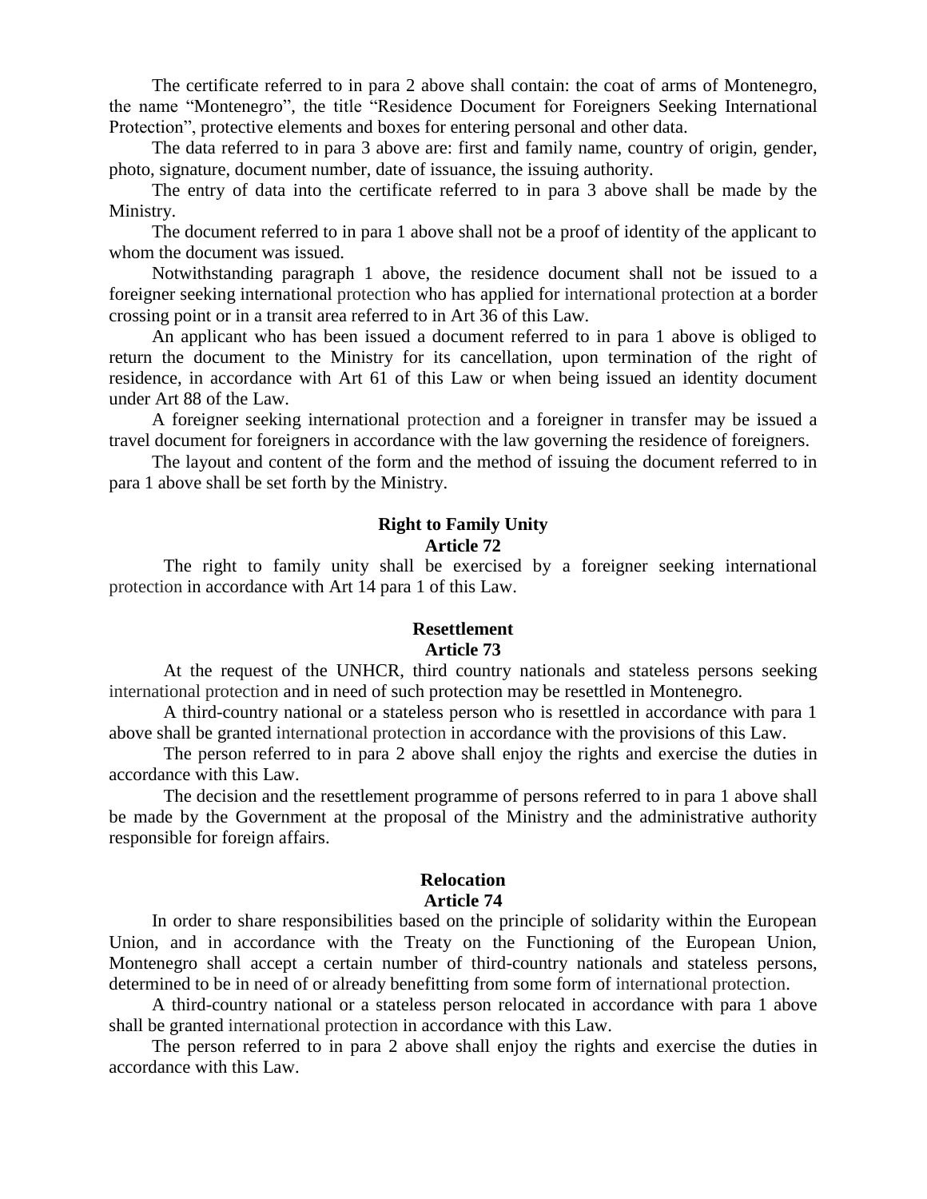The certificate referred to in para 2 above shall contain: the coat of arms of Montenegro, the name "Montenegro", the title "Residence Document for Foreigners Seeking International Protection", protective elements and boxes for entering personal and other data.

The data referred to in para 3 above are: first and family name, country of origin, gender, photo, signature, document number, date of issuance, the issuing authority.

The entry of data into the certificate referred to in para 3 above shall be made by the Ministry.

The document referred to in para 1 above shall not be a proof of identity of the applicant to whom the document was issued.

Notwithstanding paragraph 1 above, the residence document shall not be issued to a foreigner seeking international protection who has applied for international protection at a border crossing point or in a transit area referred to in Art 36 of this Law.

An applicant who has been issued a document referred to in para 1 above is obliged to return the document to the Ministry for its cancellation, upon termination of the right of residence, in accordance with Art 61 of this Law or when being issued an identity document under Art 88 of the Law.

A foreigner seeking international protection and a foreigner in transfer may be issued a travel document for foreigners in accordance with the law governing the residence of foreigners.

The layout and content of the form and the method of issuing the document referred to in para 1 above shall be set forth by the Ministry.

**Right to Family Unity**
**Article 72**

The right to family unity shall be exercised by a foreigner seeking international protection in accordance with Art 14 para 1 of this Law.

**Resettlement**
**Article 73**

At the request of the UNHCR, third country nationals and stateless persons seeking international protection and in need of such protection may be resettled in Montenegro.

A third-country national or a stateless person who is resettled in accordance with para 1 above shall be granted international protection in accordance with the provisions of this Law.

The person referred to in para 2 above shall enjoy the rights and exercise the duties in accordance with this Law.

The decision and the resettlement programme of persons referred to in para 1 above shall be made by the Government at the proposal of the Ministry and the administrative authority responsible for foreign affairs.

**Relocation**
**Article 74**

In order to share responsibilities based on the principle of solidarity within the European Union, and in accordance with the Treaty on the Functioning of the European Union, Montenegro shall accept a certain number of third-country nationals and stateless persons, determined to be in need of or already benefitting from some form of international protection.

A third-country national or a stateless person relocated in accordance with para 1 above shall be granted international protection in accordance with this Law.

The person referred to in para 2 above shall enjoy the rights and exercise the duties in accordance with this Law.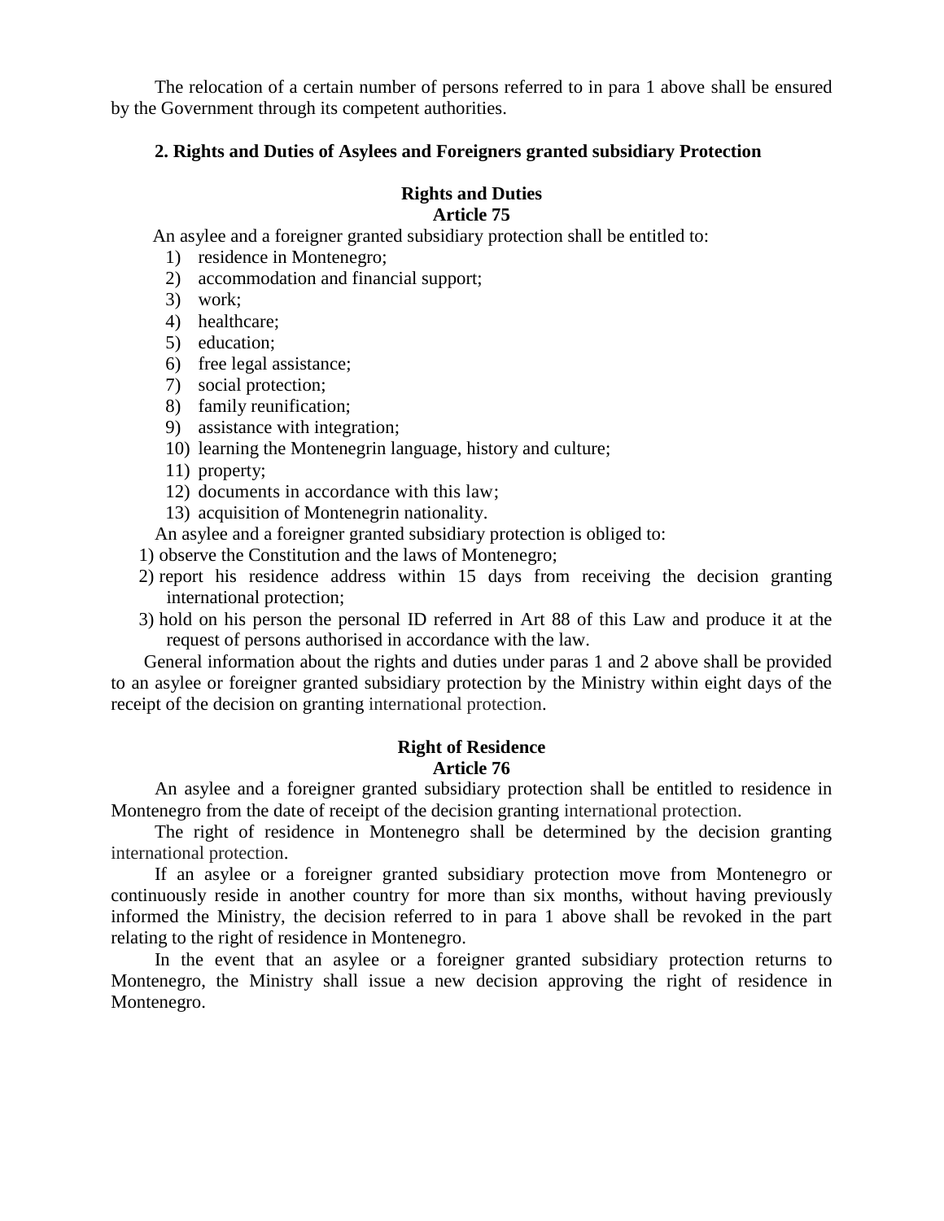The relocation of a certain number of persons referred to in para 1 above shall be ensured by the Government through its competent authorities.

## 2. Rights and Duties of Asylees and Foreigners granted subsidiary Protection

### Rights and Duties
### Article 75

An asylee and a foreigner granted subsidiary protection shall be entitled to:

1) residence in Montenegro;
2) accommodation and financial support;
3) work;
4) healthcare;
5) education;
6) free legal assistance;
7) social protection;
8) family reunification;
9) assistance with integration;
10) learning the Montenegrin language, history and culture;
11) property;
12) documents in accordance with this law;
13) acquisition of Montenegrin nationality.

An asylee and a foreigner granted subsidiary protection is obliged to:

1) observe the Constitution and the laws of Montenegro;
2) report his residence address within 15 days from receiving the decision granting international protection;
3) hold on his person the personal ID referred in Art 88 of this Law and produce it at the request of persons authorised in accordance with the law.

General information about the rights and duties under paras 1 and 2 above shall be provided to an asylee or foreigner granted subsidiary protection by the Ministry within eight days of the receipt of the decision on granting international protection.

### Right of Residence
### Article 76

An asylee and a foreigner granted subsidiary protection shall be entitled to residence in Montenegro from the date of receipt of the decision granting international protection.

The right of residence in Montenegro shall be determined by the decision granting international protection.

If an asylee or a foreigner granted subsidiary protection move from Montenegro or continuously reside in another country for more than six months, without having previously informed the Ministry, the decision referred to in para 1 above shall be revoked in the part relating to the right of residence in Montenegro.

In the event that an asylee or a foreigner granted subsidiary protection returns to Montenegro, the Ministry shall issue a new decision approving the right of residence in Montenegro.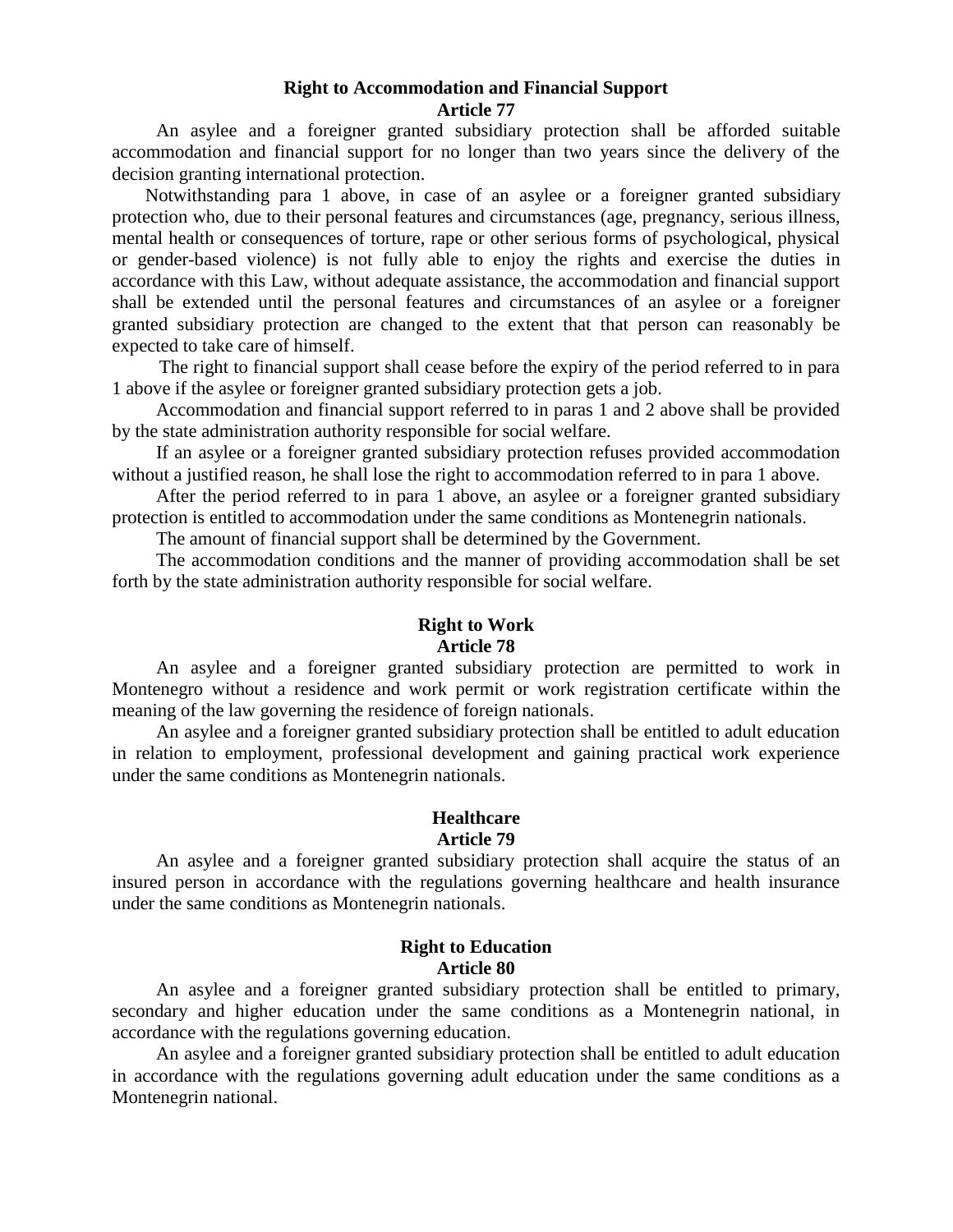**Right to Accommodation and Financial Support**
**Article 77**

An asylee and a foreigner granted subsidiary protection shall be afforded suitable accommodation and financial support for no longer than two years since the delivery of the decision granting international protection.

Notwithstanding para 1 above, in case of an asylee or a foreigner granted subsidiary protection who, due to their personal features and circumstances (age, pregnancy, serious illness, mental health or consequences of torture, rape or other serious forms of psychological, physical or gender-based violence) is not fully able to enjoy the rights and exercise the duties in accordance with this Law, without adequate assistance, the accommodation and financial support shall be extended until the personal features and circumstances of an asylee or a foreigner granted subsidiary protection are changed to the extent that that person can reasonably be expected to take care of himself.

The right to financial support shall cease before the expiry of the period referred to in para 1 above if the asylee or foreigner granted subsidiary protection gets a job.

Accommodation and financial support referred to in paras 1 and 2 above shall be provided by the state administration authority responsible for social welfare.

If an asylee or a foreigner granted subsidiary protection refuses provided accommodation without a justified reason, he shall lose the right to accommodation referred to in para 1 above.

After the period referred to in para 1 above, an asylee or a foreigner granted subsidiary protection is entitled to accommodation under the same conditions as Montenegrin nationals.

The amount of financial support shall be determined by the Government.

The accommodation conditions and the manner of providing accommodation shall be set forth by the state administration authority responsible for social welfare.

**Right to Work**
**Article 78**

An asylee and a foreigner granted subsidiary protection are permitted to work in Montenegro without a residence and work permit or work registration certificate within the meaning of the law governing the residence of foreign nationals.

An asylee and a foreigner granted subsidiary protection shall be entitled to adult education in relation to employment, professional development and gaining practical work experience under the same conditions as Montenegrin nationals.

**Healthcare**
**Article 79**

An asylee and a foreigner granted subsidiary protection shall acquire the status of an insured person in accordance with the regulations governing healthcare and health insurance under the same conditions as Montenegrin nationals.

**Right to Education**
**Article 80**

An asylee and a foreigner granted subsidiary protection shall be entitled to primary, secondary and higher education under the same conditions as a Montenegrin national, in accordance with the regulations governing education.

An asylee and a foreigner granted subsidiary protection shall be entitled to adult education in accordance with the regulations governing adult education under the same conditions as a Montenegrin national.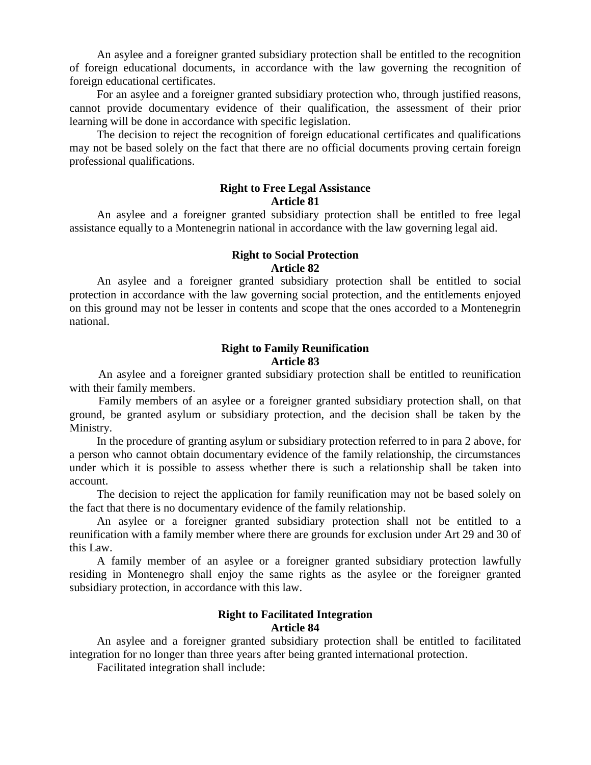An asylee and a foreigner granted subsidiary protection shall be entitled to the recognition of foreign educational documents, in accordance with the law governing the recognition of foreign educational certificates.

For an asylee and a foreigner granted subsidiary protection who, through justified reasons, cannot provide documentary evidence of their qualification, the assessment of their prior learning will be done in accordance with specific legislation.

The decision to reject the recognition of foreign educational certificates and qualifications may not be based solely on the fact that there are no official documents proving certain foreign professional qualifications.

**Right to Free Legal Assistance**
**Article 81**

An asylee and a foreigner granted subsidiary protection shall be entitled to free legal assistance equally to a Montenegrin national in accordance with the law governing legal aid.

**Right to Social Protection**
**Article 82**

An asylee and a foreigner granted subsidiary protection shall be entitled to social protection in accordance with the law governing social protection, and the entitlements enjoyed on this ground may not be lesser in contents and scope that the ones accorded to a Montenegrin national.

**Right to Family Reunification**
**Article 83**

An asylee and a foreigner granted subsidiary protection shall be entitled to reunification with their family members.

Family members of an asylee or a foreigner granted subsidiary protection shall, on that ground, be granted asylum or subsidiary protection, and the decision shall be taken by the Ministry.

In the procedure of granting asylum or subsidiary protection referred to in para 2 above, for a person who cannot obtain documentary evidence of the family relationship, the circumstances under which it is possible to assess whether there is such a relationship shall be taken into account.

The decision to reject the application for family reunification may not be based solely on the fact that there is no documentary evidence of the family relationship.

An asylee or a foreigner granted subsidiary protection shall not be entitled to a reunification with a family member where there are grounds for exclusion under Art 29 and 30 of this Law.

A family member of an asylee or a foreigner granted subsidiary protection lawfully residing in Montenegro shall enjoy the same rights as the asylee or the foreigner granted subsidiary protection, in accordance with this law.

**Right to Facilitated Integration**
**Article 84**

An asylee and a foreigner granted subsidiary protection shall be entitled to facilitated integration for no longer than three years after being granted international protection.

Facilitated integration shall include: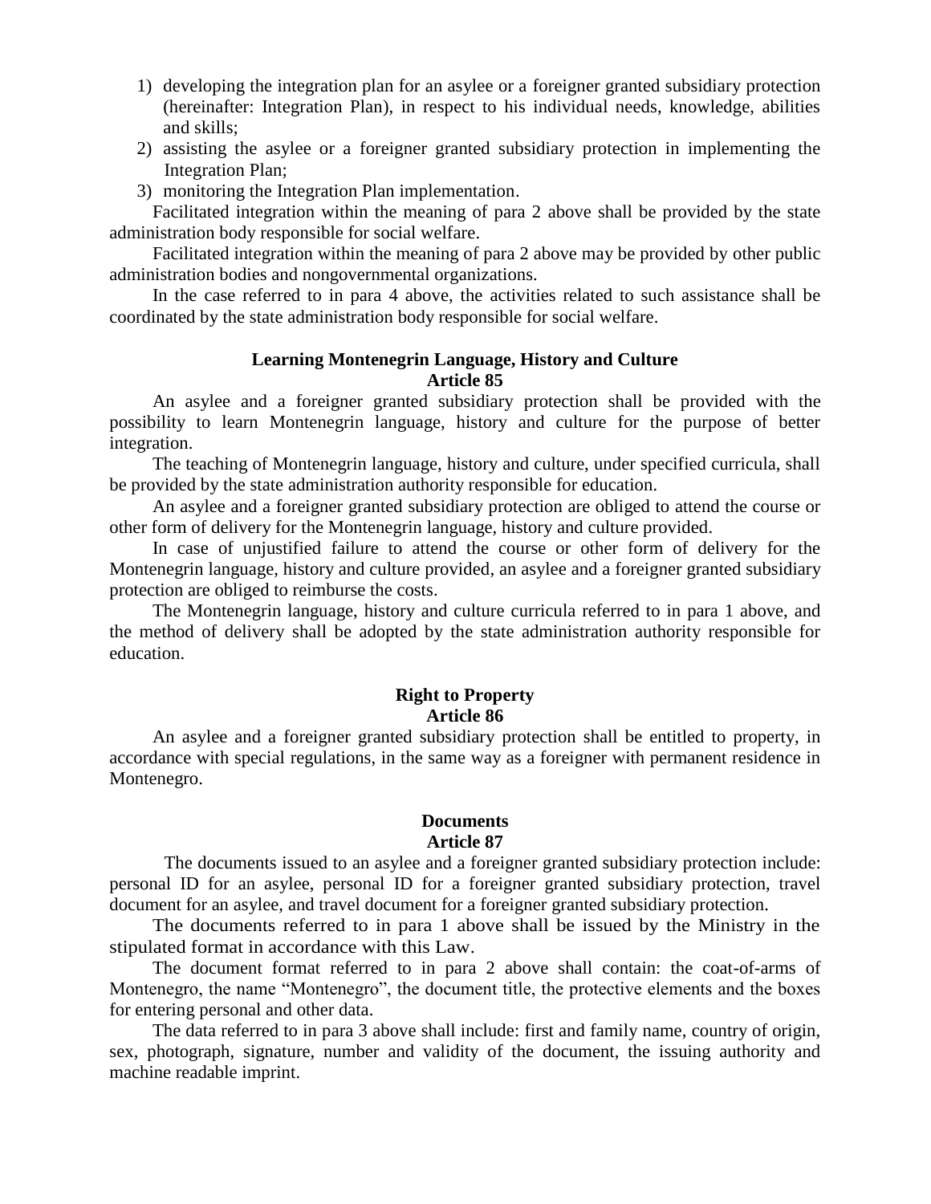1) developing the integration plan for an asylee or a foreigner granted subsidiary protection (hereinafter: Integration Plan), in respect to his individual needs, knowledge, abilities and skills;
2) assisting the asylee or a foreigner granted subsidiary protection in implementing the Integration Plan;
3) monitoring the Integration Plan implementation.

Facilitated integration within the meaning of para 2 above shall be provided by the state administration body responsible for social welfare.

Facilitated integration within the meaning of para 2 above may be provided by other public administration bodies and nongovernmental organizations.

In the case referred to in para 4 above, the activities related to such assistance shall be coordinated by the state administration body responsible for social welfare.

**Learning Montenegrin Language, History and Culture**
**Article 85**

An asylee and a foreigner granted subsidiary protection shall be provided with the possibility to learn Montenegrin language, history and culture for the purpose of better integration.

The teaching of Montenegrin language, history and culture, under specified curricula, shall be provided by the state administration authority responsible for education.

An asylee and a foreigner granted subsidiary protection are obliged to attend the course or other form of delivery for the Montenegrin language, history and culture provided.

In case of unjustified failure to attend the course or other form of delivery for the Montenegrin language, history and culture provided, an asylee and a foreigner granted subsidiary protection are obliged to reimburse the costs.

The Montenegrin language, history and culture curricula referred to in para 1 above, and the method of delivery shall be adopted by the state administration authority responsible for education.

**Right to Property**
**Article 86**

An asylee and a foreigner granted subsidiary protection shall be entitled to property, in accordance with special regulations, in the same way as a foreigner with permanent residence in Montenegro.

**Documents**
**Article 87**

The documents issued to an asylee and a foreigner granted subsidiary protection include: personal ID for an asylee, personal ID for a foreigner granted subsidiary protection, travel document for an asylee, and travel document for a foreigner granted subsidiary protection.

The documents referred to in para 1 above shall be issued by the Ministry in the stipulated format in accordance with this Law.

The document format referred to in para 2 above shall contain: the coat-of-arms of Montenegro, the name “Montenegro”, the document title, the protective elements and the boxes for entering personal and other data.

The data referred to in para 3 above shall include: first and family name, country of origin, sex, photograph, signature, number and validity of the document, the issuing authority and machine readable imprint.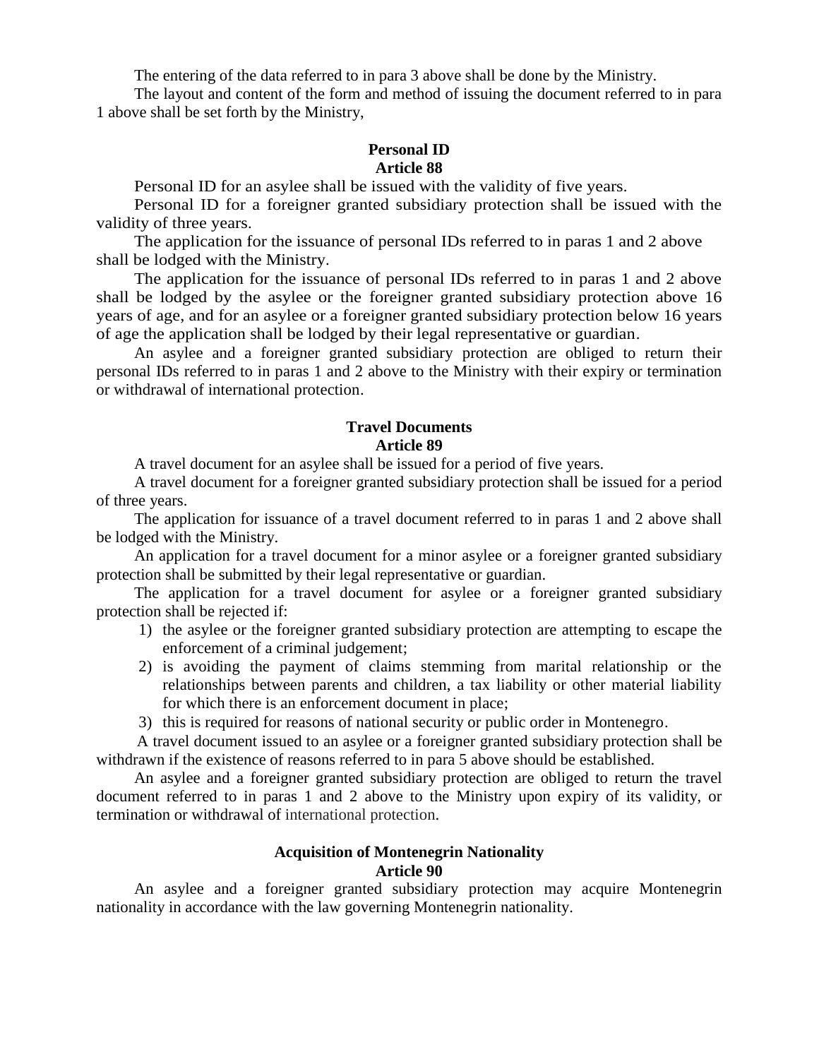The entering of the data referred to in para 3 above shall be done by the Ministry.

The layout and content of the form and method of issuing the document referred to in para 1 above shall be set forth by the Ministry,

**Personal ID**
**Article 88**

Personal ID for an asylee shall be issued with the validity of five years.

Personal ID for a foreigner granted subsidiary protection shall be issued with the validity of three years.

The application for the issuance of personal IDs referred to in paras 1 and 2 above shall be lodged with the Ministry.

The application for the issuance of personal IDs referred to in paras 1 and 2 above shall be lodged by the asylee or the foreigner granted subsidiary protection above 16 years of age, and for an asylee or a foreigner granted subsidiary protection below 16 years of age the application shall be lodged by their legal representative or guardian.

An asylee and a foreigner granted subsidiary protection are obliged to return their personal IDs referred to in paras 1 and 2 above to the Ministry with their expiry or termination or withdrawal of international protection.

**Travel Documents**
**Article 89**

A travel document for an asylee shall be issued for a period of five years.

A travel document for a foreigner granted subsidiary protection shall be issued for a period of three years.

The application for issuance of a travel document referred to in paras 1 and 2 above shall be lodged with the Ministry.

An application for a travel document for a minor asylee or a foreigner granted subsidiary protection shall be submitted by their legal representative or guardian.

The application for a travel document for asylee or a foreigner granted subsidiary protection shall be rejected if:

1) the asylee or the foreigner granted subsidiary protection are attempting to escape the enforcement of a criminal judgement;
2) is avoiding the payment of claims stemming from marital relationship or the relationships between parents and children, a tax liability or other material liability for which there is an enforcement document in place;
3) this is required for reasons of national security or public order in Montenegro.

A travel document issued to an asylee or a foreigner granted subsidiary protection shall be withdrawn if the existence of reasons referred to in para 5 above should be established.

An asylee and a foreigner granted subsidiary protection are obliged to return the travel document referred to in paras 1 and 2 above to the Ministry upon expiry of its validity, or termination or withdrawal of international protection.

**Acquisition of Montenegrin Nationality**
**Article 90**

An asylee and a foreigner granted subsidiary protection may acquire Montenegrin nationality in accordance with the law governing Montenegrin nationality.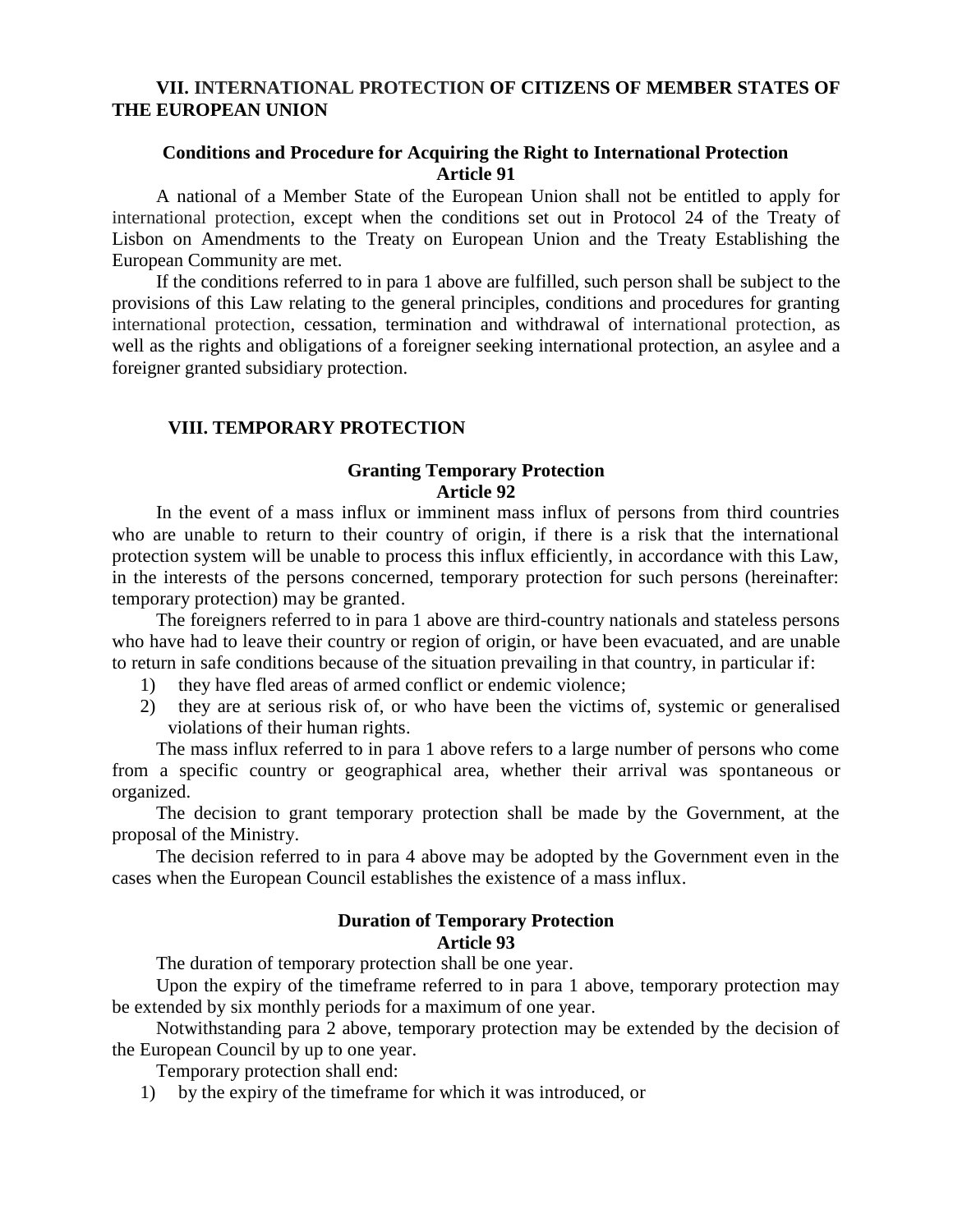## VII. INTERNATIONAL PROTECTION OF CITIZENS OF MEMBER STATES OF THE EUROPEAN UNION

### Conditions and Procedure for Acquiring the Right to International Protection
### Article 91

A national of a Member State of the European Union shall not be entitled to apply for international protection, except when the conditions set out in Protocol 24 of the Treaty of Lisbon on Amendments to the Treaty on European Union and the Treaty Establishing the European Community are met.

If the conditions referred to in para 1 above are fulfilled, such person shall be subject to the provisions of this Law relating to the general principles, conditions and procedures for granting international protection, cessation, termination and withdrawal of international protection, as well as the rights and obligations of a foreigner seeking international protection, an asylee and a foreigner granted subsidiary protection.

## VIII. TEMPORARY PROTECTION

### Granting Temporary Protection
### Article 92

In the event of a mass influx or imminent mass influx of persons from third countries who are unable to return to their country of origin, if there is a risk that the international protection system will be unable to process this influx efficiently, in accordance with this Law, in the interests of the persons concerned, temporary protection for such persons (hereinafter: temporary protection) may be granted.

The foreigners referred to in para 1 above are third-country nationals and stateless persons who have had to leave their country or region of origin, or have been evacuated, and are unable to return in safe conditions because of the situation prevailing in that country, in particular if:

1) they have fled areas of armed conflict or endemic violence;
2) they are at serious risk of, or who have been the victims of, systemic or generalised violations of their human rights.

The mass influx referred to in para 1 above refers to a large number of persons who come from a specific country or geographical area, whether their arrival was spontaneous or organized.

The decision to grant temporary protection shall be made by the Government, at the proposal of the Ministry.

The decision referred to in para 4 above may be adopted by the Government even in the cases when the European Council establishes the existence of a mass influx.

### Duration of Temporary Protection
### Article 93

The duration of temporary protection shall be one year.

Upon the expiry of the timeframe referred to in para 1 above, temporary protection may be extended by six monthly periods for a maximum of one year.

Notwithstanding para 2 above, temporary protection may be extended by the decision of the European Council by up to one year.

Temporary protection shall end:

1) by the expiry of the timeframe for which it was introduced, or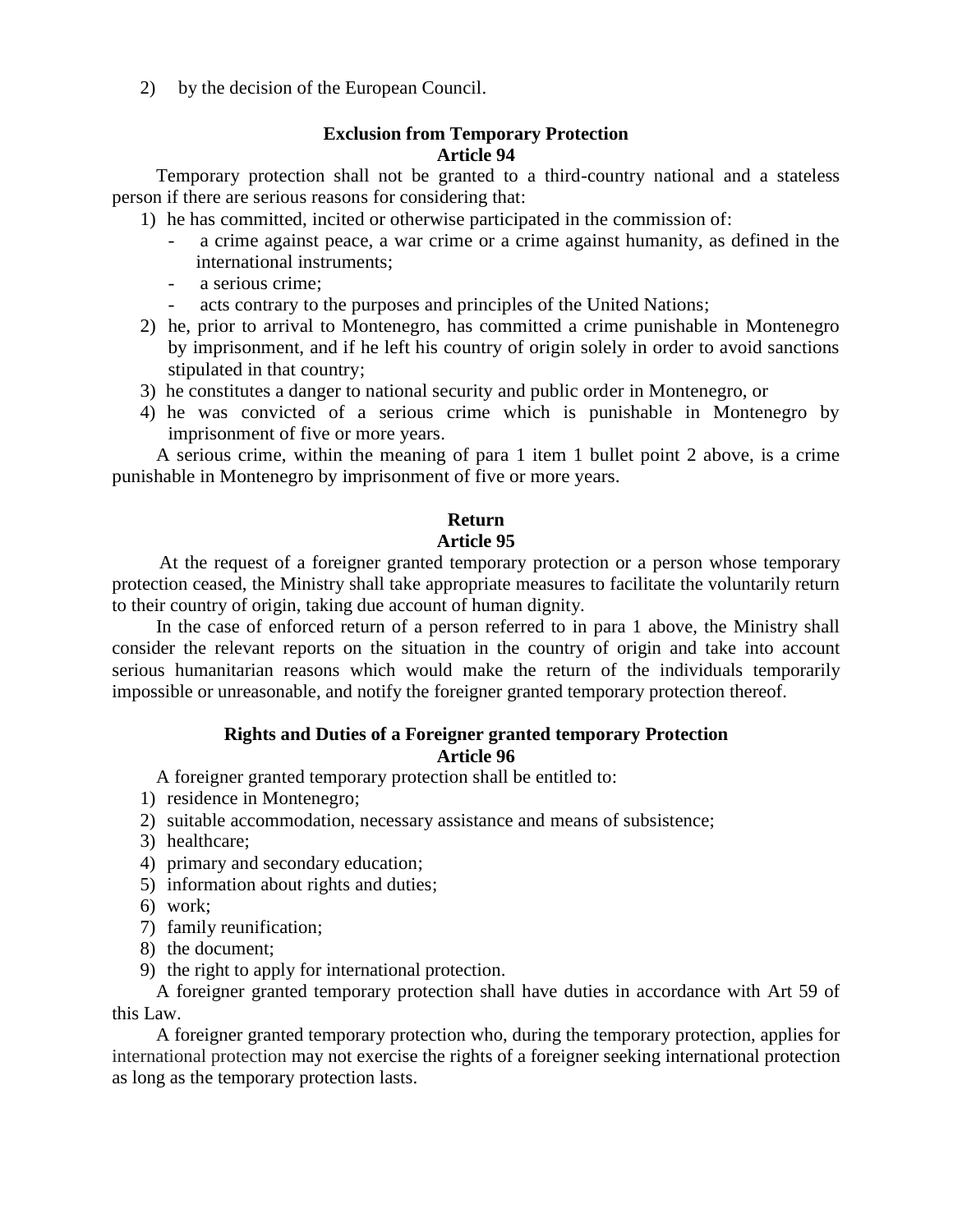2) by the decision of the European Council.

**Exclusion from Temporary Protection**
**Article 94**

Temporary protection shall not be granted to a third-country national and a stateless person if there are serious reasons for considering that:

1) he has committed, incited or otherwise participated in the commission of:
   - a crime against peace, a war crime or a crime against humanity, as defined in the international instruments;
   - a serious crime;
   - acts contrary to the purposes and principles of the United Nations;
2) he, prior to arrival to Montenegro, has committed a crime punishable in Montenegro by imprisonment, and if he left his country of origin solely in order to avoid sanctions stipulated in that country;
3) he constitutes a danger to national security and public order in Montenegro, or
4) he was convicted of a serious crime which is punishable in Montenegro by imprisonment of five or more years.

A serious crime, within the meaning of para 1 item 1 bullet point 2 above, is a crime punishable in Montenegro by imprisonment of five or more years.

**Return**
**Article 95**

At the request of a foreigner granted temporary protection or a person whose temporary protection ceased, the Ministry shall take appropriate measures to facilitate the voluntarily return to their country of origin, taking due account of human dignity.

In the case of enforced return of a person referred to in para 1 above, the Ministry shall consider the relevant reports on the situation in the country of origin and take into account serious humanitarian reasons which would make the return of the individuals temporarily impossible or unreasonable, and notify the foreigner granted temporary protection thereof.

**Rights and Duties of a Foreigner granted temporary Protection**
**Article 96**

A foreigner granted temporary protection shall be entitled to:

1) residence in Montenegro;
2) suitable accommodation, necessary assistance and means of subsistence;
3) healthcare;
4) primary and secondary education;
5) information about rights and duties;
6) work;
7) family reunification;
8) the document;
9) the right to apply for international protection.

A foreigner granted temporary protection shall have duties in accordance with Art 59 of this Law.

A foreigner granted temporary protection who, during the temporary protection, applies for international protection may not exercise the rights of a foreigner seeking international protection as long as the temporary protection lasts.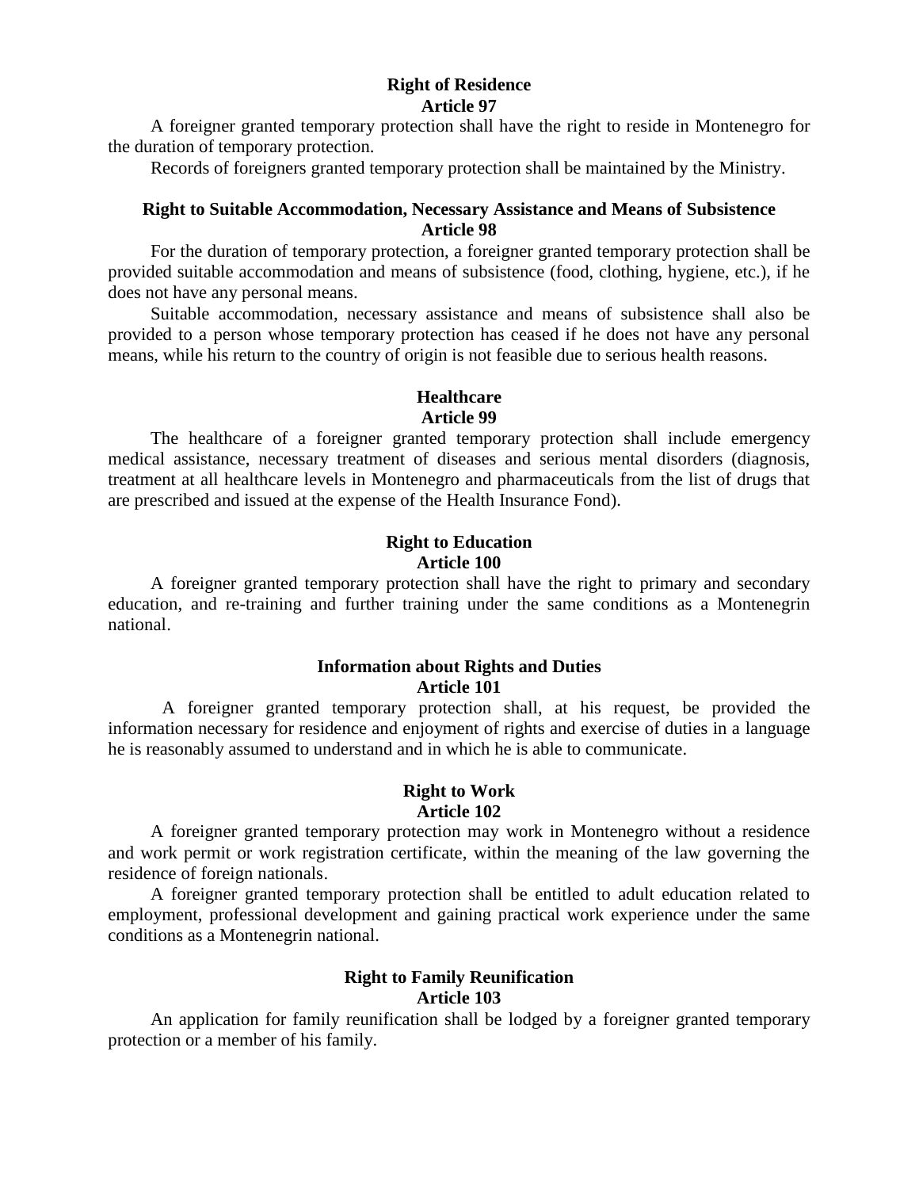**Right of Residence**
**Article 97**

A foreigner granted temporary protection shall have the right to reside in Montenegro for the duration of temporary protection.

Records of foreigners granted temporary protection shall be maintained by the Ministry.

**Right to Suitable Accommodation, Necessary Assistance and Means of Subsistence**
**Article 98**

For the duration of temporary protection, a foreigner granted temporary protection shall be provided suitable accommodation and means of subsistence (food, clothing, hygiene, etc.), if he does not have any personal means.

Suitable accommodation, necessary assistance and means of subsistence shall also be provided to a person whose temporary protection has ceased if he does not have any personal means, while his return to the country of origin is not feasible due to serious health reasons.

**Healthcare**
**Article 99**

The healthcare of a foreigner granted temporary protection shall include emergency medical assistance, necessary treatment of diseases and serious mental disorders (diagnosis, treatment at all healthcare levels in Montenegro and pharmaceuticals from the list of drugs that are prescribed and issued at the expense of the Health Insurance Fond).

**Right to Education**
**Article 100**

A foreigner granted temporary protection shall have the right to primary and secondary education, and re-training and further training under the same conditions as a Montenegrin national.

**Information about Rights and Duties**
**Article 101**

A foreigner granted temporary protection shall, at his request, be provided the information necessary for residence and enjoyment of rights and exercise of duties in a language he is reasonably assumed to understand and in which he is able to communicate.

**Right to Work**
**Article 102**

A foreigner granted temporary protection may work in Montenegro without a residence and work permit or work registration certificate, within the meaning of the law governing the residence of foreign nationals.

A foreigner granted temporary protection shall be entitled to adult education related to employment, professional development and gaining practical work experience under the same conditions as a Montenegrin national.

**Right to Family Reunification**
**Article 103**

An application for family reunification shall be lodged by a foreigner granted temporary protection or a member of his family.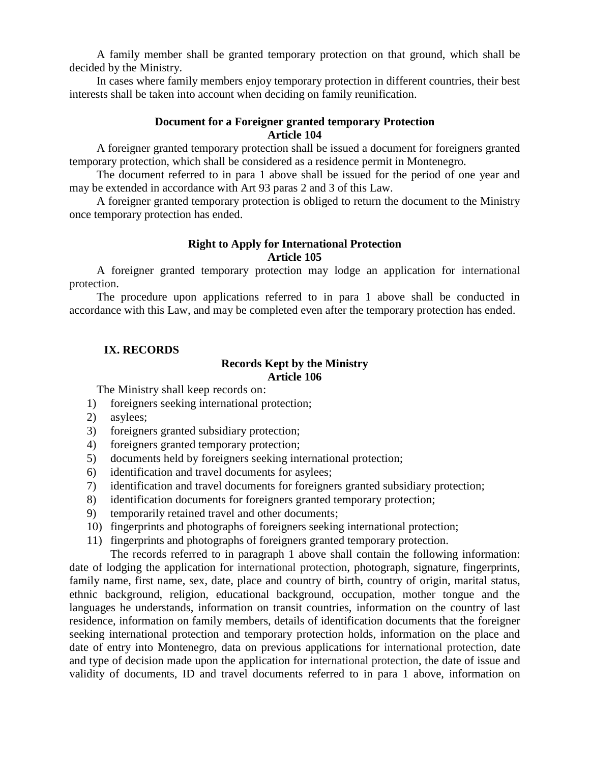A family member shall be granted temporary protection on that ground, which shall be decided by the Ministry.

In cases where family members enjoy temporary protection in different countries, their best interests shall be taken into account when deciding on family reunification.

**Document for a Foreigner granted temporary Protection**
**Article 104**

A foreigner granted temporary protection shall be issued a document for foreigners granted temporary protection, which shall be considered as a residence permit in Montenegro.

The document referred to in para 1 above shall be issued for the period of one year and may be extended in accordance with Art 93 paras 2 and 3 of this Law.

A foreigner granted temporary protection is obliged to return the document to the Ministry once temporary protection has ended.

**Right to Apply for International Protection**
**Article 105**

A foreigner granted temporary protection may lodge an application for international protection.

The procedure upon applications referred to in para 1 above shall be conducted in accordance with this Law, and may be completed even after the temporary protection has ended.

## IX. RECORDS

**Records Kept by the Ministry**
**Article 106**

The Ministry shall keep records on:

1) foreigners seeking international protection;
2) asylees;
3) foreigners granted subsidiary protection;
4) foreigners granted temporary protection;
5) documents held by foreigners seeking international protection;
6) identification and travel documents for asylees;
7) identification and travel documents for foreigners granted subsidiary protection;
8) identification documents for foreigners granted temporary protection;
9) temporarily retained travel and other documents;
10) fingerprints and photographs of foreigners seeking international protection;
11) fingerprints and photographs of foreigners granted temporary protection.

The records referred to in paragraph 1 above shall contain the following information: date of lodging the application for international protection, photograph, signature, fingerprints, family name, first name, sex, date, place and country of birth, country of origin, marital status, ethnic background, religion, educational background, occupation, mother tongue and the languages he understands, information on transit countries, information on the country of last residence, information on family members, details of identification documents that the foreigner seeking international protection and temporary protection holds, information on the place and date of entry into Montenegro, data on previous applications for international protection, date and type of decision made upon the application for international protection, the date of issue and validity of documents, ID and travel documents referred to in para 1 above, information on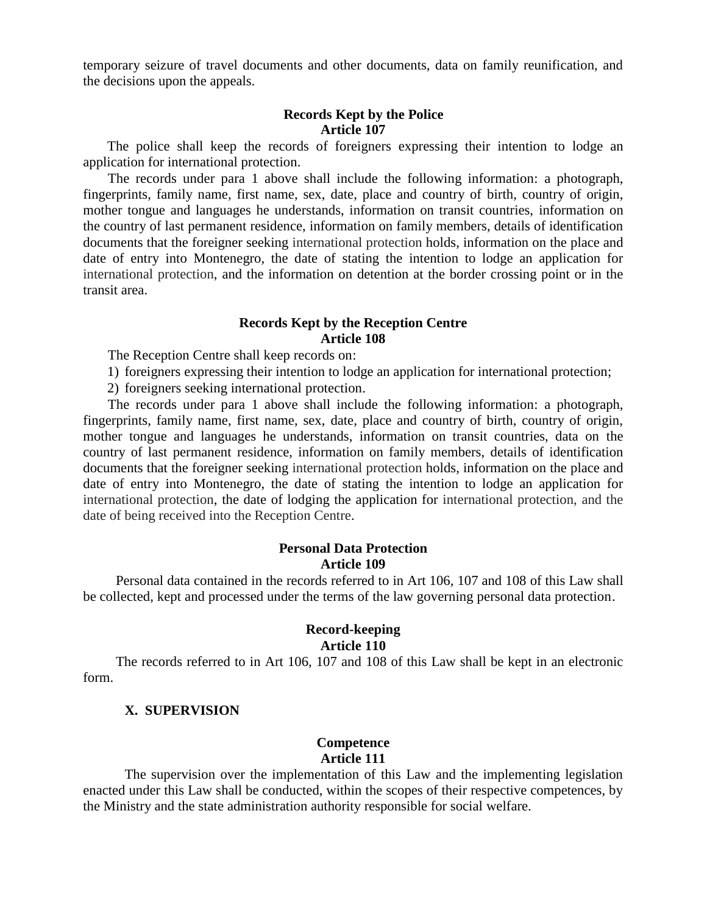temporary seizure of travel documents and other documents, data on family reunification, and the decisions upon the appeals.

**Records Kept by the Police**
**Article 107**

The police shall keep the records of foreigners expressing their intention to lodge an application for international protection.

The records under para 1 above shall include the following information: a photograph, fingerprints, family name, first name, sex, date, place and country of birth, country of origin, mother tongue and languages he understands, information on transit countries, information on the country of last permanent residence, information on family members, details of identification documents that the foreigner seeking international protection holds, information on the place and date of entry into Montenegro, the date of stating the intention to lodge an application for international protection, and the information on detention at the border crossing point or in the transit area.

**Records Kept by the Reception Centre**
**Article 108**

The Reception Centre shall keep records on:

1) foreigners expressing their intention to lodge an application for international protection;
2) foreigners seeking international protection.

The records under para 1 above shall include the following information: a photograph, fingerprints, family name, first name, sex, date, place and country of birth, country of origin, mother tongue and languages he understands, information on transit countries, data on the country of last permanent residence, information on family members, details of identification documents that the foreigner seeking international protection holds, information on the place and date of entry into Montenegro, the date of stating the intention to lodge an application for international protection, the date of lodging the application for international protection, and the date of being received into the Reception Centre.

**Personal Data Protection**
**Article 109**

Personal data contained in the records referred to in Art 106, 107 and 108 of this Law shall be collected, kept and processed under the terms of the law governing personal data protection.

**Record-keeping**
**Article 110**

The records referred to in Art 106, 107 and 108 of this Law shall be kept in an electronic form.

## X. SUPERVISION

**Competence**
**Article 111**

The supervision over the implementation of this Law and the implementing legislation enacted under this Law shall be conducted, within the scopes of their respective competences, by the Ministry and the state administration authority responsible for social welfare.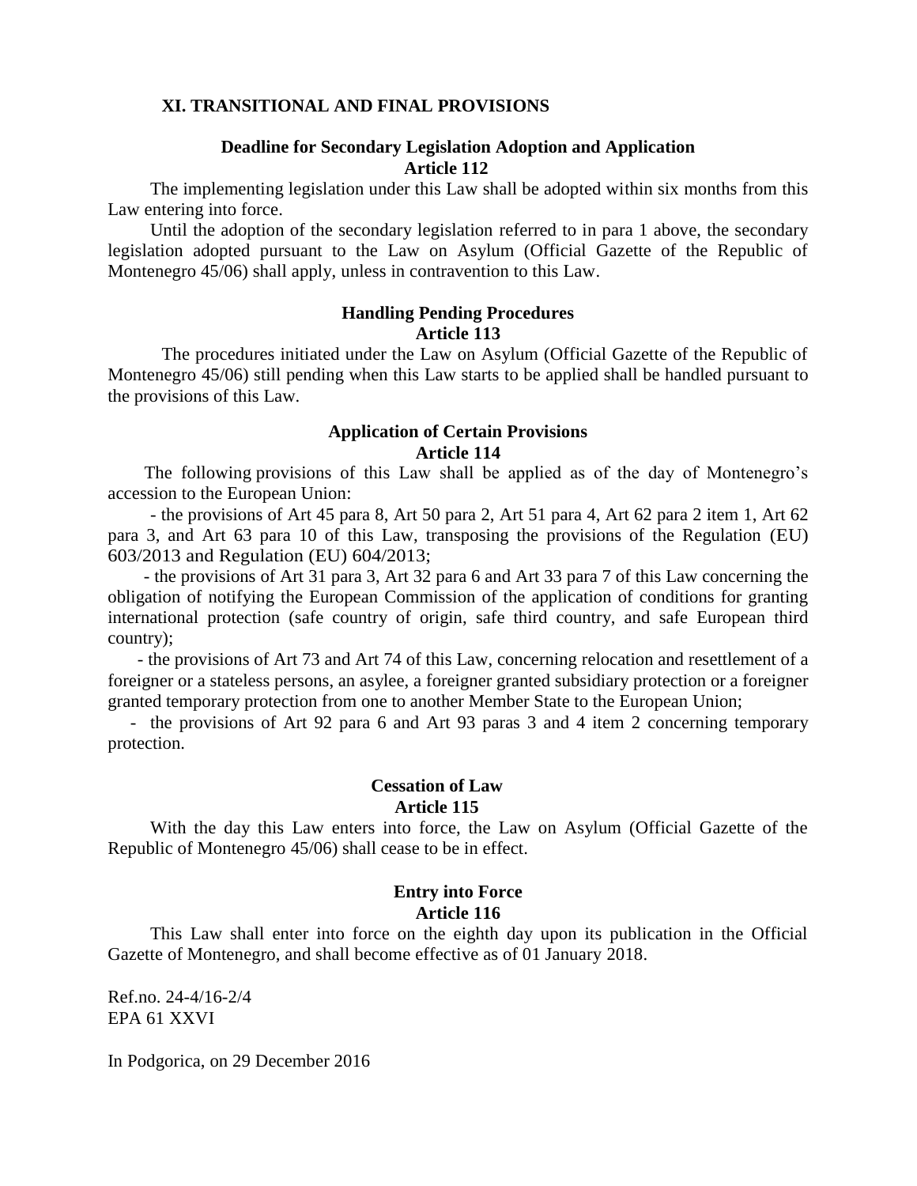## XI. TRANSITIONAL AND FINAL PROVISIONS

### Deadline for Secondary Legislation Adoption and Application
### Article 112

The implementing legislation under this Law shall be adopted within six months from this Law entering into force.

Until the adoption of the secondary legislation referred to in para 1 above, the secondary legislation adopted pursuant to the Law on Asylum (Official Gazette of the Republic of Montenegro 45/06) shall apply, unless in contravention to this Law.

### Handling Pending Procedures
### Article 113

The procedures initiated under the Law on Asylum (Official Gazette of the Republic of Montenegro 45/06) still pending when this Law starts to be applied shall be handled pursuant to the provisions of this Law.

### Application of Certain Provisions
### Article 114

The following provisions of this Law shall be applied as of the day of Montenegro's accession to the European Union:

- the provisions of Art 45 para 8, Art 50 para 2, Art 51 para 4, Art 62 para 2 item 1, Art 62 para 3, and Art 63 para 10 of this Law, transposing the provisions of the Regulation (EU) 603/2013 and Regulation (EU) 604/2013;
- the provisions of Art 31 para 3, Art 32 para 6 and Art 33 para 7 of this Law concerning the obligation of notifying the European Commission of the application of conditions for granting international protection (safe country of origin, safe third country, and safe European third country);
- the provisions of Art 73 and Art 74 of this Law, concerning relocation and resettlement of a foreigner or a stateless persons, an asylee, a foreigner granted subsidiary protection or a foreigner granted temporary protection from one to another Member State to the European Union;
- the provisions of Art 92 para 6 and Art 93 paras 3 and 4 item 2 concerning temporary protection.

### Cessation of Law
### Article 115

With the day this Law enters into force, the Law on Asylum (Official Gazette of the Republic of Montenegro 45/06) shall cease to be in effect.

### Entry into Force
### Article 116

This Law shall enter into force on the eighth day upon its publication in the Official Gazette of Montenegro, and shall become effective as of 01 January 2018.

Ref.no. 24-4/16-2/4
EPA 61 XXVI

In Podgorica, on 29 December 2016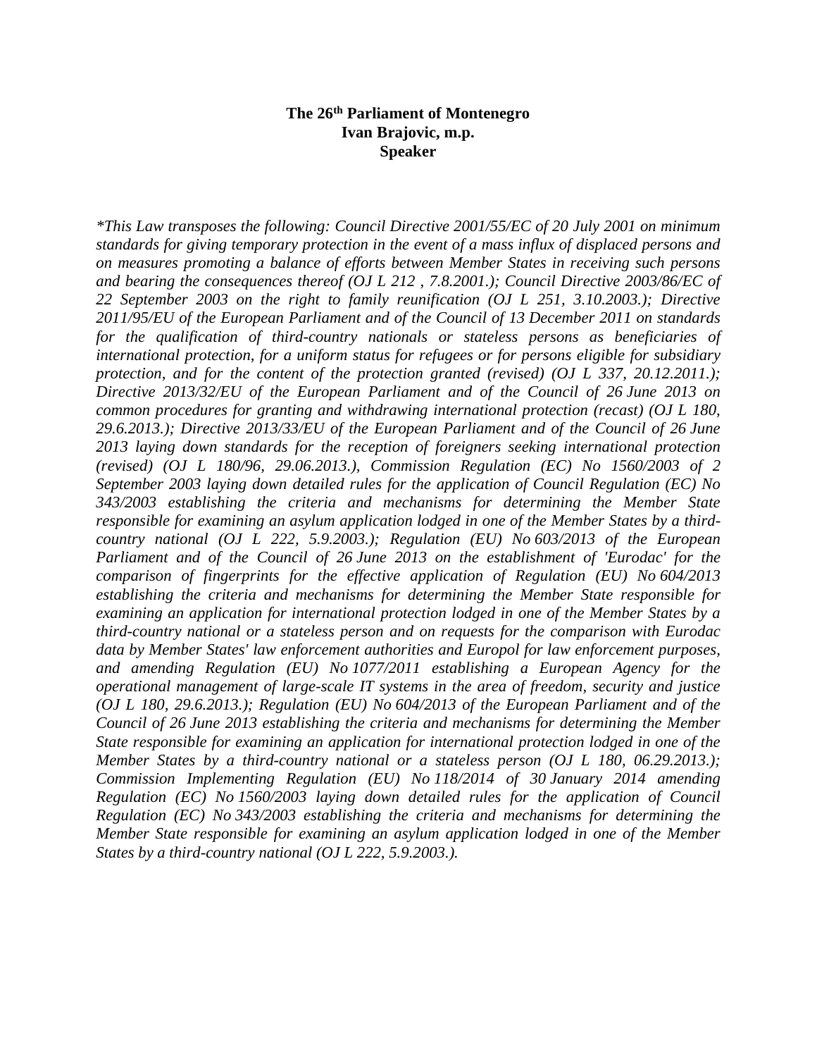**The 26th Parliament of Montenegro**
**Ivan Brajovic, m.p.**
**Speaker**

*\*This Law transposes the following: Council Directive 2001/55/EC of 20 July 2001 on minimum standards for giving temporary protection in the event of a mass influx of displaced persons and on measures promoting a balance of efforts between Member States in receiving such persons and bearing the consequences thereof (OJ L 212 , 7.8.2001.); Council Directive 2003/86/EC of 22 September 2003 on the right to family reunification (OJ L 251, 3.10.2003.); Directive 2011/95/EU of the European Parliament and of the Council of 13 December 2011 on standards for the qualification of third-country nationals or stateless persons as beneficiaries of international protection, for a uniform status for refugees or for persons eligible for subsidiary protection, and for the content of the protection granted (revised) (OJ L 337, 20.12.2011.); Directive 2013/32/EU of the European Parliament and of the Council of 26 June 2013 on common procedures for granting and withdrawing international protection (recast) (OJ L 180, 29.6.2013.); Directive 2013/33/EU of the European Parliament and of the Council of 26 June 2013 laying down standards for the reception of foreigners seeking international protection (revised) (OJ L 180/96, 29.06.2013.), Commission Regulation (EC) No 1560/2003 of 2 September 2003 laying down detailed rules for the application of Council Regulation (EC) No 343/2003 establishing the criteria and mechanisms for determining the Member State responsible for examining an asylum application lodged in one of the Member States by a third-country national (OJ L 222, 5.9.2003.); Regulation (EU) No 603/2013 of the European Parliament and of the Council of 26 June 2013 on the establishment of 'Eurodac' for the comparison of fingerprints for the effective application of Regulation (EU) No 604/2013 establishing the criteria and mechanisms for determining the Member State responsible for examining an application for international protection lodged in one of the Member States by a third-country national or a stateless person and on requests for the comparison with Eurodac data by Member States' law enforcement authorities and Europol for law enforcement purposes, and amending Regulation (EU) No 1077/2011 establishing a European Agency for the operational management of large-scale IT systems in the area of freedom, security and justice (OJ L 180, 29.6.2013.); Regulation (EU) No 604/2013 of the European Parliament and of the Council of 26 June 2013 establishing the criteria and mechanisms for determining the Member State responsible for examining an application for international protection lodged in one of the Member States by a third-country national or a stateless person (OJ L 180, 06.29.2013.); Commission Implementing Regulation (EU) No 118/2014 of 30 January 2014 amending Regulation (EC) No 1560/2003 laying down detailed rules for the application of Council Regulation (EC) No 343/2003 establishing the criteria and mechanisms for determining the Member State responsible for examining an asylum application lodged in one of the Member States by a third-country national (OJ L 222, 5.9.2003.).*